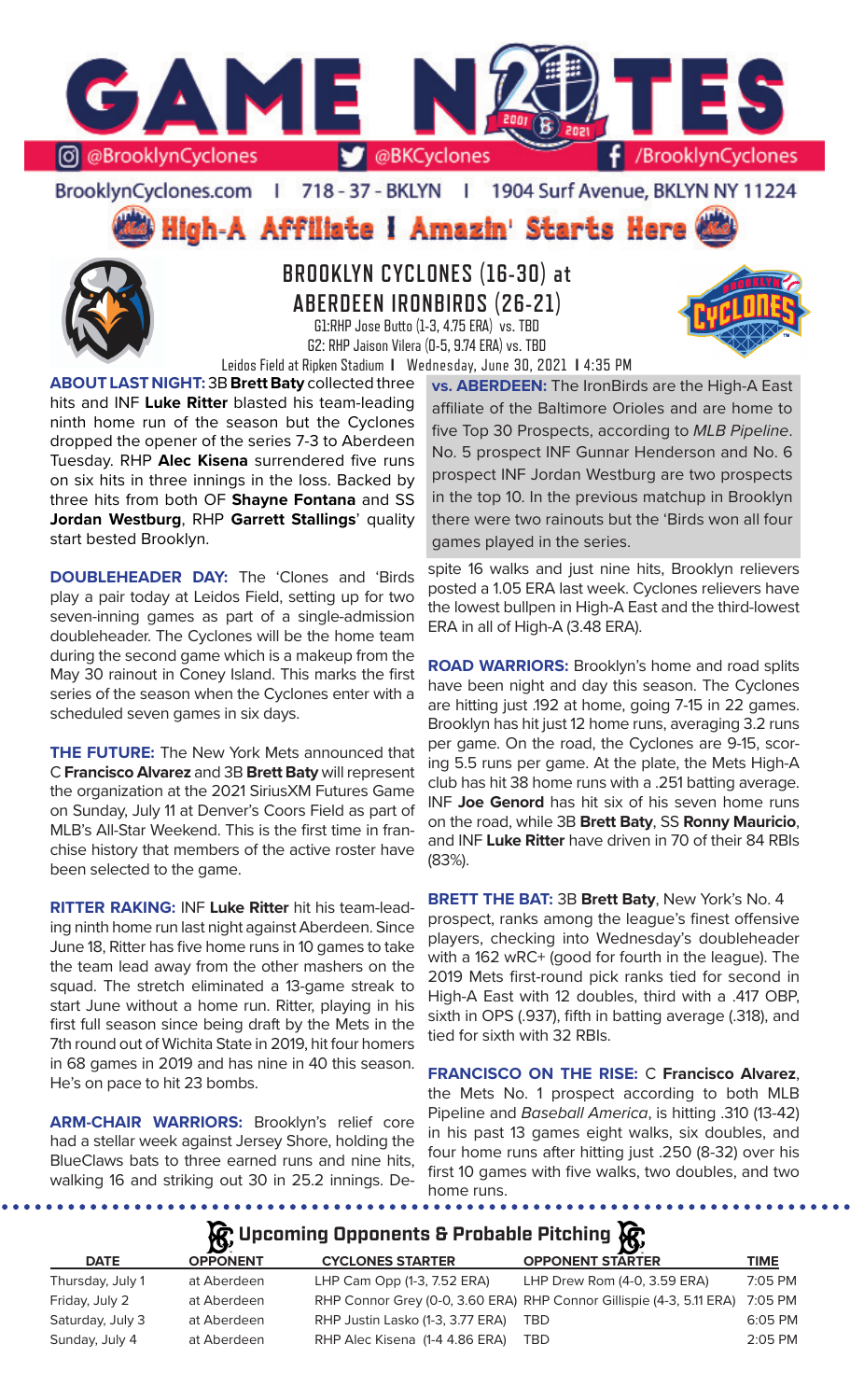# GAME NOTES

@BrooklynCyclones | @BKCyclones | /BrooklynCyclones

BrooklynCyclones.com | 718 - 37 - BKLYN | 1904 Surf Avenue, BKLYN NY 11224

## High-A Affiliate I Amazin' Starts Here

## BROOKLYN CYCLONES (16-30) at ABERDEEN IRONBIRDS (26-21)

G1: RHP Jose Butto (1-3, 4.75 ERA) vs. TBD
G2: RHP Jaison Vilera (0-5, 9.74 ERA) vs. TBD

Leidos Field at Ripken Stadium | Wednesday, June 30, 2021 | 4:35 PM

**ABOUT LAST NIGHT:** 3B **Brett Baty** collected three hits and INF **Luke Ritter** blasted his team-leading ninth home run of the season but the Cyclones dropped the opener of the series 7-3 to Aberdeen Tuesday. RHP **Alec Kisena** surrendered five runs on six hits in three innings in the loss. Backed by three hits from both OF **Shayne Fontana** and SS **Jordan Westburg**, RHP **Garrett Stallings**' quality start bested Brooklyn.

**DOUBLEHEADER DAY:** The 'Clones and 'Birds play a pair today at Leidos Field, setting up for two seven-inning games as part of a single-admission doubleheader. The Cyclones will be the home team during the second game which is a makeup from the May 30 rainout in Coney Island. This marks the first series of the season when the Cyclones enter with a scheduled seven games in six days.

**THE FUTURE:** The New York Mets announced that C **Francisco Alvarez** and 3B **Brett Baty** will represent the organization at the 2021 SiriusXM Futures Game on Sunday, July 11 at Denver's Coors Field as part of MLB's All-Star Weekend. This is the first time in franchise history that members of the active roster have been selected to the game.

**RITTER RAKING:** INF **Luke Ritter** hit his team-leading ninth home run last night against Aberdeen. Since June 18, Ritter has five home runs in 10 games to take the team lead away from the other mashers on the squad. The stretch eliminated a 13-game streak to start June without a home run. Ritter, playing in his first full season since being draft by the Mets in the 7th round out of Wichita State in 2019, hit four homers in 68 games in 2019 and has nine in 40 this season. He's on pace to hit 23 bombs.

**ARM-CHAIR WARRIORS:** Brooklyn's relief core had a stellar week against Jersey Shore, holding the BlueClaws bats to three earned runs and nine hits, walking 16 and striking out 30 in 25.2 innings. Despite 16 walks and just nine hits, Brooklyn relievers posted a 1.05 ERA last week. Cyclones relievers have the lowest bullpen in High-A East and the third-lowest ERA in all of High-A (3.48 ERA).

**vs. ABERDEEN:** The IronBirds are the High-A East affiliate of the Baltimore Orioles and are home to five Top 30 Prospects, according to *MLB Pipeline*. No. 5 prospect INF Gunnar Henderson and No. 6 prospect INF Jordan Westburg are two prospects in the top 10. In the previous matchup in Brooklyn there were two rainouts but the 'Birds won all four games played in the series.

**ROAD WARRIORS:** Brooklyn's home and road splits have been night and day this season. The Cyclones are hitting just .192 at home, going 7-15 in 22 games. Brooklyn has hit just 12 home runs, averaging 3.2 runs per game. On the road, the Cyclones are 9-15, scoring 5.5 runs per game. At the plate, the Mets High-A club has hit 38 home runs with a .251 batting average. INF **Joe Genord** has hit six of his seven home runs on the road, while 3B **Brett Baty**, SS **Ronny Mauricio**, and INF **Luke Ritter** have driven in 70 of their 84 RBIs (83%).

**BRETT THE BAT:** 3B **Brett Baty**, New York's No. 4 prospect, ranks among the league's finest offensive players, checking into Wednesday's doubleheader with a 162 wRC+ (good for fourth in the league). The 2019 Mets first-round pick ranks tied for second in High-A East with 12 doubles, third with a .417 OBP, sixth in OPS (.937), fifth in batting average (.318), and tied for sixth with 32 RBIs.

**FRANCISCO ON THE RISE:** C **Francisco Alvarez**, the Mets No. 1 prospect according to both MLB Pipeline and *Baseball America*, is hitting .310 (13-42) in his past 13 games with eight walks, six doubles, and four home runs after hitting just .250 (8-32) over his first 10 games with five walks, two doubles, and two home runs.

## Upcoming Opponents & Probable Pitching

| DATE | OPPONENT | CYCLONES STARTER | OPPONENT STARTER | TIME |
|---|---|---|---|---|
| Thursday, July 1 | at Aberdeen | LHP Cam Opp (1-3, 7.52 ERA) | LHP Drew Rom (4-0, 3.59 ERA) | 7:05 PM |
| Friday, July 2 | at Aberdeen | RHP Connor Grey (0-0, 3.60 ERA) | RHP Connor Gillispie (4-3, 5.11 ERA) | 7:05 PM |
| Saturday, July 3 | at Aberdeen | RHP Justin Lasko (1-3, 3.77 ERA) | TBD | 6:05 PM |
| Sunday, July 4 | at Aberdeen | RHP Alec Kisena (1-4 4.86 ERA) | TBD | 2:05 PM |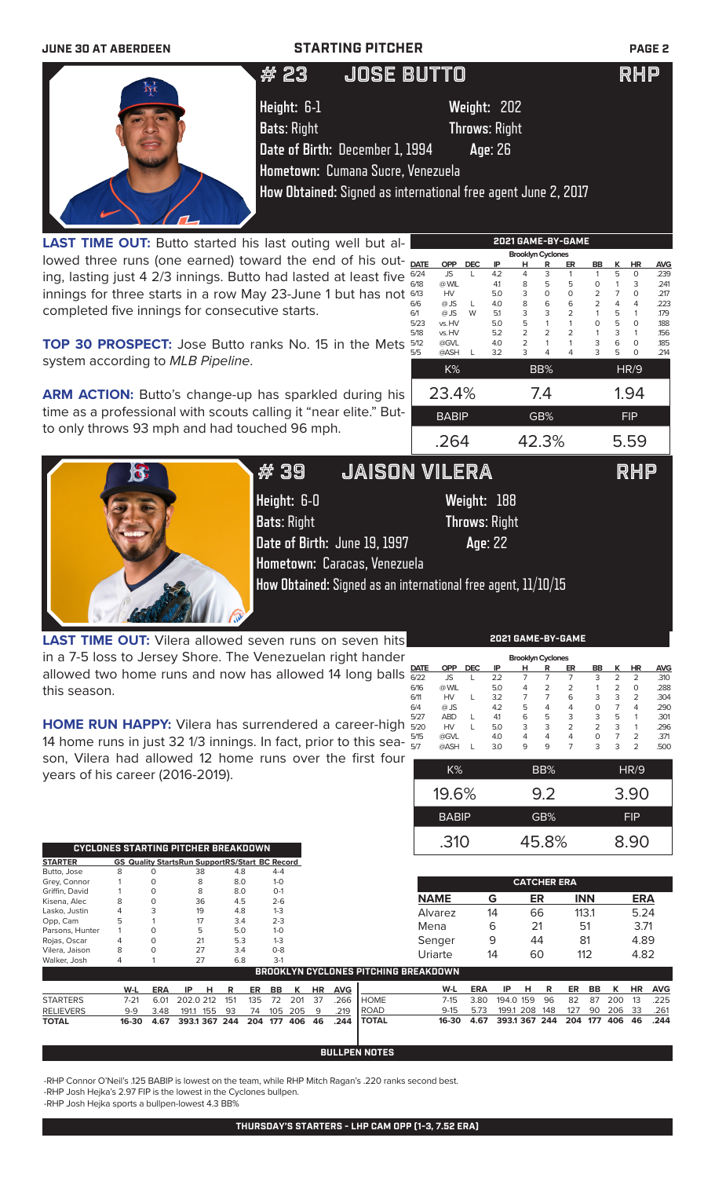JUNE 30 AT ABERDEEN — STARTING PITCHER

# #23 JOSE BUTTO — RHP

**Height:** 6-1 **Weight:** 202
**Bats:** Right **Throws:** Right
**Date of Birth:** December 1, 1994 **Age:** 26
**Hometown:** Cumana Sucre, Venezuela
**How Obtained:** Signed as international free agent June 2, 2017

**LAST TIME OUT:** Butto started his last outing well but allowed three runs (one earned) toward the end of his outing, lasting just 4 2/3 innings. Butto had lasted at least five innings for three starts in a row May 23-June 1 but has not completed five innings for consecutive starts.

**TOP 30 PROSPECT:** Jose Butto ranks No. 15 in the Mets system according to *MLB Pipeline*.

**ARM ACTION:** Butto's change-up has sparkled during his time as a professional with scouts calling it "near elite." Butto only throws 93 mph and had touched 96 mph.

**2021 GAME-BY-GAME** (Brooklyn Cyclones)

| DATE | OPP | DEC | IP | H | R | ER | BB | K | HR | AVG |
|---|---|---|---|---|---|---|---|---|---|---|
| 6/24 | JS | L | 4.2 | 4 | 3 | 1 | 1 | 5 | 0 | .239 |
| 6/18 | @WIL | | 4.1 | 8 | 5 | 5 | 0 | 1 | 3 | .241 |
| 6/13 | HV | | 5.0 | 3 | 0 | 0 | 2 | 7 | 0 | .217 |
| 6/6 | @JS | L | 4.0 | 8 | 6 | 6 | 2 | 4 | 4 | .223 |
| 6/1 | @JS | W | 5.1 | 3 | 3 | 2 | 1 | 5 | 1 | .179 |
| 5/23 | vs.HV | | 5.0 | 5 | 1 | 1 | 0 | 5 | 0 | .188 |
| 5/18 | vs.HV | | 5.2 | 2 | 2 | 2 | 1 | 3 | 1 | .156 |
| 5/12 | @GVL | | 4.0 | 2 | 1 | 1 | 3 | 6 | 0 | .185 |
| 5/5 | @ASH | L | 3.2 | 3 | 4 | 4 | 3 | 5 | 0 | .214 |

| K% | BB% | HR/9 |
|---|---|---|
| 23.4% | 7.4 | 1.94 |

| BABIP | GB% | FIP |
|---|---|---|
| .264 | 42.3% | 5.59 |

# #39 JAISON VILERA — RHP

**Height:** 6-0 **Weight:** 188
**Bats:** Right **Throws:** Right
**Date of Birth:** June 19, 1997 **Age:** 22
**Hometown:** Caracas, Venezuela
**How Obtained:** Signed as an international free agent, 11/10/15

**LAST TIME OUT:** Vilera allowed seven runs on seven hits in a 7-5 loss to Jersey Shore. The Venezuelan right hander allowed two home runs and now has allowed 14 long balls this season.

**HOME RUN HAPPY:** Vilera has surrendered a career-high 14 home runs in just 32 1/3 innings. In fact, prior to this season, Vilera had allowed 12 home runs over the first four years of his career (2016-2019).

**2021 GAME-BY-GAME** (Brooklyn Cyclones)

| DATE | OPP | DEC | IP | H | R | ER | BB | K | HR | AVG |
|---|---|---|---|---|---|---|---|---|---|---|
| 6/22 | JS | L | 2.2 | 7 | 7 | 7 | 3 | 2 | 2 | .310 |
| 6/16 | @WIL | | 5.0 | 4 | 2 | 2 | 1 | 2 | 0 | .288 |
| 6/11 | HV | L | 3.2 | 7 | 7 | 6 | 3 | 3 | 2 | .304 |
| 6/4 | @JS | | 4.2 | 5 | 4 | 4 | 0 | 7 | 4 | .290 |
| 5/27 | ABD | L | 4.1 | 6 | 5 | 3 | 3 | 5 | 1 | .301 |
| 5/20 | HV | L | 5.0 | 3 | 3 | 2 | 2 | 3 | 1 | .296 |
| 5/15 | @GVL | | 4.0 | 4 | 4 | 4 | 0 | 7 | 2 | .371 |
| 5/7 | @ASH | L | 3.0 | 9 | 9 | 7 | 3 | 3 | 2 | .500 |

| K% | BB% | HR/9 |
|---|---|---|
| 19.6% | 9.2 | 3.90 |

| BABIP | GB% | FIP |
|---|---|---|
| .310 | 45.8% | 8.90 |

**CYCLONES STARTING PITCHER BREAKDOWN**

| STARTER | GS | Quality Starts | Run Support | RS/Start | BC Record |
|---|---|---|---|---|---|
| Butto, Jose | 8 | 0 | 38 | 4.8 | 4-4 |
| Grey, Connor | 1 | 0 | 8 | 8.0 | 1-0 |
| Griffin, David | 1 | 0 | 8 | 8.0 | 0-1 |
| Kisena, Alec | 8 | 0 | 36 | 4.5 | 2-6 |
| Lasko, Justin | 4 | 3 | 19 | 4.8 | 1-3 |
| Opp, Cam | 5 | 1 | 17 | 3.4 | 2-3 |
| Parsons, Hunter | 1 | 0 | 5 | 5.0 | 1-0 |
| Rojas, Oscar | 4 | 0 | 21 | 5.3 | 1-3 |
| Vilera, Jaison | 8 | 0 | 27 | 3.4 | 0-8 |
| Walker, Josh | 4 | 1 | 27 | 6.8 | 3-1 |

**CATCHER ERA**

| NAME | G | ER | INN | ERA |
|---|---|---|---|---|
| Alvarez | 14 | 66 | 113.1 | 5.24 |
| Mena | 6 | 21 | 51 | 3.71 |
| Senger | 9 | 44 | 81 | 4.89 |
| Uriarte | 14 | 60 | 112 | 4.82 |

**BROOKLYN CYCLONES PITCHING BREAKDOWN**

| | W-L | ERA | IP | H | R | ER | BB | K | HR | AVG |
|---|---|---|---|---|---|---|---|---|---|---|
| STARTERS | 7-21 | 6.01 | 202.0 | 212 | 151 | 135 | 72 | 201 | 37 | .266 |
| RELIEVERS | 9-9 | 3.48 | 191.1 | 155 | 93 | 74 | 105 | 205 | 9 | .219 |
| **TOTAL** | **16-30** | **4.67** | **393.1** | **367** | **244** | **204** | **177** | **406** | **46** | **.244** |

| | W-L | ERA | IP | H | R | ER | BB | K | HR | AVG |
|---|---|---|---|---|---|---|---|---|---|---|
| HOME | 7-15 | 3.80 | 194.0 | 159 | 96 | 82 | 87 | 200 | 13 | .225 |
| ROAD | 9-15 | 5.73 | 199.1 | 208 | 148 | 127 | 90 | 206 | 33 | .261 |
| **TOTAL** | **16-30** | **4.67** | **393.1** | **367** | **244** | **204** | **177** | **406** | **46** | **.244** |

**BULLPEN NOTES**

-RHP Connor O'Neil's .125 BABIP is lowest on the team, while RHP Mitch Ragan's .220 ranks second best.
-RHP Josh Hejka's 2.97 FIP is the lowest in the Cyclones bullpen.
-RHP Josh Hejka sports a bullpen-lowest 4.3 BB%

**THURSDAY'S STARTERS - LHP CAM OPP (1-3, 7.52 ERA)**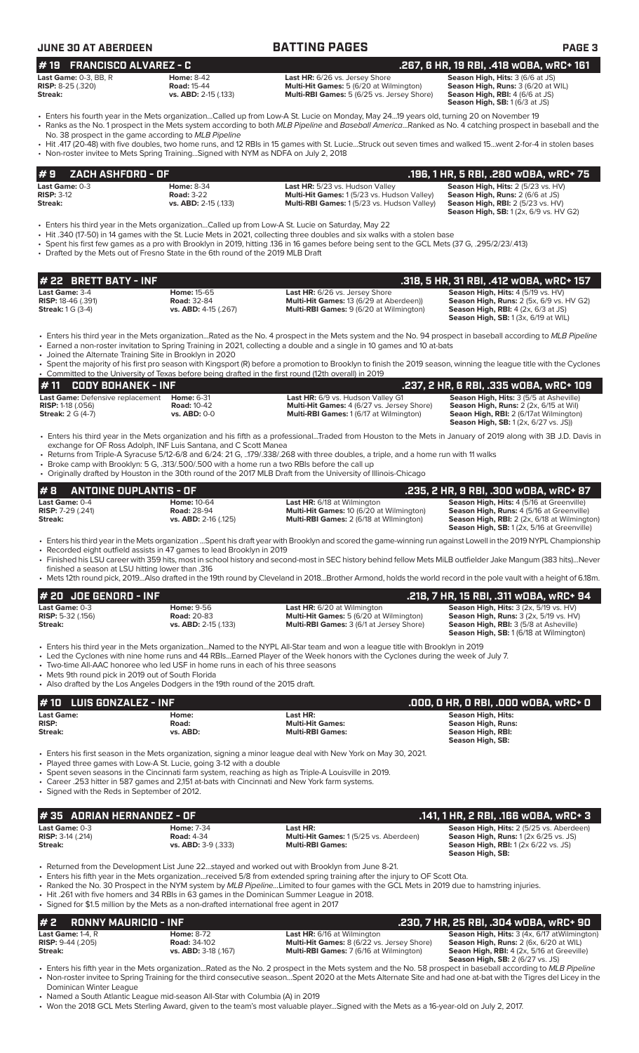## BATTING PAGES

JUNE 30 AT ABERDEEN

### # 19 FRANCISCO ALVAREZ - C — .267, 6 HR, 19 RBI, .418 wOBA, wRC+ 161

| | | | |
|---|---|---|---|
| **Last Game:** 0-3, BB, R | **Home:** 8-42 | **Last HR:** 6/26 vs. Jersey Shore | **Season High, Hits:** 3 (6/6 at JS) |
| **RISP:** 8-25 (.320) | **Road:** 15-44 | **Multi-Hit Games:** 5 (6/20 at Wilmington) | **Season High, Runs:** 3 (6/20 at WIL) |
| **Streak:** | **vs. ABD:** 2-15 (.133) | **Multi-RBI Games:** 5 (6/25 vs. Jersey Shore) | **Season High, RBI:** 4 (6/6 at JS) |
| | | | **Season High, SB:** 1 (6/3 at JS) |

- Enters his fourth year in the Mets organization...Called up from Low-A St. Lucie on Monday, May 24...19 years old, turning 20 on November 19
- Ranks as the No. 1 prospect in the Mets system according to both *MLB Pipeline* and *Baseball America*...Ranked as No. 4 catching prospect in baseball and the No. 38 prospect in the game according to *MLB Pipeline*
- Hit .417 (20-48) with five doubles, two home runs, and 12 RBIs in 15 games with St. Lucie...Struck out seven times and walked 15...went 2-for-4 in stolen bases
- Non-roster invitee to Mets Spring Training...Signed with NYM as NDFA on July 2, 2018

### # 9 ZACH ASHFORD - OF — .196, 1 HR, 5 RBI, .280 wOBA, wRC+ 75

| | | | |
|---|---|---|---|
| **Last Game:** 0-3 | **Home:** 8-34 | **Last HR:** 5/23 vs. Hudson Valley | **Season High, Hits:** 2 (5/23 vs. HV) |
| **RISP:** 3-12 | **Road:** 3-22 | **Multi-Hit Games:** 1 (5/23 vs. Hudson Valley) | **Season High, Runs:** 2 (6/6 at JS) |
| **Streak:** | **vs. ABD:** 2-15 (.133) | **Multi-RBI Games:** 1 (5/23 vs. Hudson Valley) | **Season High, RBI:** 2 (5/23 vs. HV) |
| | | | **Season High, SB:** 1 (2x, 6/9 vs. HV G2) |

- Enters his third year in the Mets organization...Called up from Low-A St. Lucie on Saturday, May 22
- Hit .340 (17-50) in 14 games with the St. Lucie Mets in 2021, collecting three doubles and six walks with a stolen base
- Spent his first few games as a pro with Brooklyn in 2019, hitting .136 in 16 games before being sent to the GCL Mets (37 G, .295/2.23/.413)
- Drafted by the Mets out of Fresno State in the 6th round of the 2019 MLB Draft

### # 22 BRETT BATY - INF — .318, 5 HR, 31 RBI, .412 wOBA, wRC+ 157

| | | | |
|---|---|---|---|
| **Last Game:** 3-4 | **Home:** 15-65 | **Last HR:** 6/26 vs. Jersey Shore | **Season High, Hits:** 4 (5/19 vs. HV) |
| **RISP:** 18-46 (.391) | **Road:** 32-84 | **Multi-Hit Games:** 13 (6/29 at Aberdeen)) | **Season High, Runs:** 2 (5x, 6/9 vs. HV G2) |
| **Streak:** 1 G (3-4) | **vs. ABD:** 4-15 (.267) | **Multi-RBI Games:** 9 (6/20 at Wilmington) | **Season High, RBI:** 4 (2x, 6/3 at JS) |
| | | | **Season High, SB:** 1 (3x, 6/19 at WIL) |

- Enters his third year in the Mets organization...Rated as the No. 4 prospect in the Mets system and the No. 94 prospect in baseball according to *MLB Pipeline*
- Earned a non-roster invitation to Spring Training in 2021, collecting a double and a single in 10 games and 10 at-bats
- Joined the Alternate Training Site in Brooklyn in 2020
- Spent the majority of his first pro season with Kingsport (R) before a promotion to Brooklyn to finish the 2019 season, winning the league title with the Cyclones
- Committed to the University of Texas before being drafted in the first round (12th overall) in 2019

### # 11 CODY BOHANEK - INF — .237, 2 HR, 6 RBI, .335 wOBA, wRC+ 109

| | | | |
|---|---|---|---|
| **Last Game:** Defensive replacement | **Home:** 6-31 | **Last HR:** 6/9 vs. Hudson Valley G1 | **Season High, Hits:** 3 (5/5 at Asheville) |
| **RISP:** 1-18 (.056) | **Road:** 10-42 | **Multi-Hit Games:** 4 (6/27 vs. Jersey Shore) | **Season High, Runs:** 2 (2x, 6/15 at Wil) |
| **Streak:** 2 G (4-7) | **vs. ABD:** 0-0 | **Multi-RBI Games:** 1 (6/17 at Wilmington) | **Seaon High, RBI:** 2 (6/17at Wilmington) |
| | | | **Season High, SB:** 1 (2x, 6/27 vs. JS)) |

- Enters his third year in the Mets organization and his fifth as a professional...Traded from Houston to the Mets in January of 2019 along with 3B J.D. Davis in exchange for OF Ross Adolph, INF Luis Santana, and C Scott Manea
- Returns from Triple-A Syracuse 5/12-6/8 and 6/24: 21 G, ..179/.338/.268 with three doubles, a triple, and a home run with 11 walks
- Broke camp with Brooklyn: 5 G, .313/.500/.500 with a home run a two RBIs before the call up
- Originally drafted by Houston in the 30th round of the 2017 MLB Draft from the University of Illinois-Chicago

### # 8 ANTOINE DUPLANTIS - OF — .235, 2 HR, 9 RBI, .300 wOBA, wRC+ 87

| | | | |
|---|---|---|---|
| **Last Game:** 0-4 | **Home:** 10-64 | **Last HR:** 6/18 at Wilmington | **Season High, Hits:** 4 (5/16 at Greenville) |
| **RISP:** 7-29 (.241) | **Road:** 28-94 | **Multi-Hit Games:** 10 (6/20 at Wilmington) | **Season High, Runs:** 4 (5/16 at Greenville) |
| **Streak:** | **vs. ABD:** 2-16 (.125) | **Multi-RBI Games:** 2 (6/18 at WIlmington) | **Season High, RBI:** 2 (2x, 6/18 at Wilmington) |
| | | | **Season High, SB:** 1 (2x, 5/16 at Greenville) |

- Enters his third year in the Mets organization ...Spent his draft year with Brooklyn and scored the game-winning run against Lowell in the 2019 NYPL Championship
- Recorded eight outfield assists in 47 games to lead Brooklyn in 2019
- Finished his LSU career with 359 hits, most in school history and second-most in SEC history behind fellow Mets MiLB outfielder Jake Mangum (383 hits)...Never finished a season at LSU hitting lower than .316
- Mets 12th round pick, 2019...Also drafted in the 19th round by Cleveland in 2018...Brother Armond, holds the world record in the pole vault with a height of 6.18m.

### # 20 JOE GENORD - INF — .218, 7 HR, 15 RBI, .311 wOBA, wRC+ 94

| | | | |
|---|---|---|---|
| **Last Game:** 0-3 | **Home:** 9-56 | **Last HR:** 6/20 at Wilmington | **Season High, Hits:** 3 (2x, 5/19 vs. HV) |
| **RISP:** 5-32 (.156) | **Road:** 20-83 | **Multi-Hit Games:** 5 (6/20 at Wilmington) | **Season High, Runs:** 3 (2x, 5/19 vs. HV) |
| **Streak:** | **vs. ABD:** 2-15 (.133) | **Multi-RBI Games:** 3 (6/1 at Jersey Shore) | **Season High, RBI:** 3 (5/8 at Asheville) |
| | | | **Season High, SB:** 1 (6/18 at Wilmington) |

- Enters his third year in the Mets organization...Named to the NYPL All-Star team and won a league title with Brooklyn in 2019
- Led the Cyclones with nine home runs and 44 RBIs...Earned Player of the Week honors with the Cyclones during the week of July 7.
- Two-time All-AAC honoree who led USF in home runs in each of his three seasons
- Mets 9th round pick in 2019 out of South Florida
- Also drafted by the Los Angeles Dodgers in the 19th round of the 2015 draft.

### # 10 LUIS GONZALEZ - INF — .000, 0 HR, 0 RBI, .000 wOBA, wRC+ 0

| | | | |
|---|---|---|---|
| **Last Game:** | **Home:** | **Last HR:** | **Season High, Hits:** |
| **RISP:** | **Road:** | **Multi-Hit Games:** | **Season High, Runs:** |
| **Streak:** | **vs. ABD:** | **Multi-RBI Games:** | **Season High, RBI:** |
| | | | **Season High, SB:** |

- Enters his first season in the Mets organization, signing a minor league deal with New York on May 30, 2021.
- Played three games with Low-A St. Lucie, going 3-12 with a double
- Spent seven seasons in the Cincinnati farm system, reaching as high as Triple-A Louisville in 2019.
- Career .253 hitter in 587 games and 2,151 at-bats with Cincinnati and New York farm systems.
- Signed with the Reds in September of 2012.

### # 35 ADRIAN HERNANDEZ - OF — .141, 1 HR, 2 RBI, .166 wOBA, wRC+ 3

| | | | |
|---|---|---|---|
| **Last Game:** 0-3 | **Home:** 7-34 | **Last HR:** | **Season High, Hits:** 2 (5/25 vs. Aberdeen) |
| **RISP:** 3-14 (.214) | **Road:** 4-34 | **Multi-Hit Games:** 1 (5/25 vs. Aberdeen) | **Season High, Runs:** 1 (2x 6/25 vs. JS) |
| **Streak:** | **vs. ABD:** 3-9 (.333) | **Multi-RBI Games:** | **Season High, RBI:** 1 (2x 6/22 vs. JS) |
| | | | **Season High, SB:** |

- Returned from the Development List June 22...stayed and worked out with Brooklyn from June 8-21.
- Enters his fifth year in the Mets organization...received 5/8 from extended spring training after the injury to OF Scott Ota.
- Ranked the No. 30 Prospect in the NYM system by *MLB Pipeline*...Limited to four games with the GCL Mets in 2019 due to hamstring injuries.
- Hit .261 with five homers and 34 RBIs in 63 games in the Dominican Summer League in 2018.
- Signed for $1.5 million by the Mets as a non-drafted international free agent in 2017

### # 2 RONNY MAURICIO - INF — .230, 7 HR, 25 RBI, .304 wOBA, wRC+ 90

| | | | |
|---|---|---|---|
| **Last Game:** 1-4, R | **Home:** 8-72 | **Last HR:** 6/16 at Wilmington | **Season High, Hits:** 3 (4x, 6/17 atWilmington) |
| **RISP:** 9-44 (.205) | **Road:** 34-102 | **Multi-Hit Games:** 8 (6/22 vs. Jersey Shore) | **Season High, Runs:** 2 (6x, 6/20 at WIL) |
| **Streak:** | **vs. ABD:** 3-18 (.167) | **Multi-RBI Games:** 7 (6/16 at Wilmington) | **Seaon High, RBI:** 4 (2x, 5/16 at Greeville) |
| | | | **Season High, SB:** 2 (6/27 vs. JS) |

- Enters his fifth year in the Mets organization...Rated as the No. 2 prospect in the Mets system and the No. 58 prospect in baseball according to *MLB Pipeline*
- Non-roster invitee to Spring Training for the third consecutive season...Spent 2020 at the Mets Alternate Site and had one at-bat with the Tigres del Licey in the Dominican Winter League
- Named a South Atlantic League mid-season All-Star with Columbia (A) in 2019
- Won the 2018 GCL Mets Sterling Award, given to the team's most valuable player...Signed with the Mets as a 16-year-old on July 2, 2017.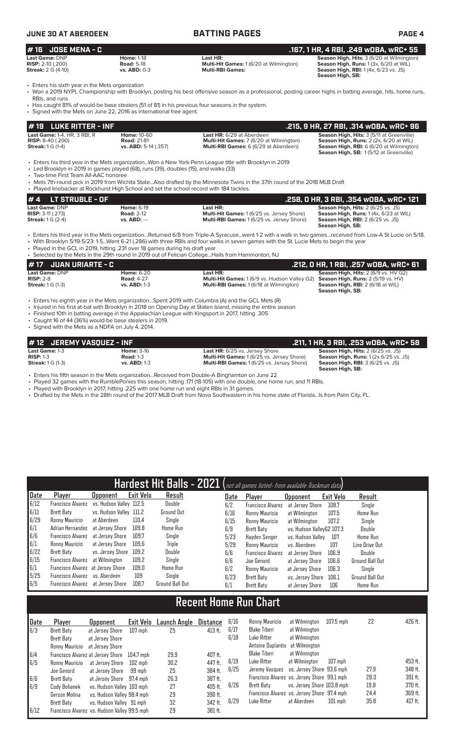## # 16 JOSE MENA - C

**.167, 1 HR, 4 RBI, .249 wOBA, wRC+ 55**

**Last Game:** DNP
**RISP:** 2-10 (.200)
**Streak:** 2 G (4-10)

**Home:** 1-18
**Road:** 5-18
**vs. ABD:** 0-3

**Last HR:**
**Multi-Hit Games:** 1 (6/20 at Wilmington)
**Multi-RBI Games:**

**Season High, Hits:** 3 (6/20 at Wilmington)
**Season High, Runs:** 1 (3x, 6/20 at WIL)
**Season High, RBI:** 1 (4x, 6/23 vs. JS)
**Season High, SB:**

- Enters his sixth year in the Mets organization
- Won a 2019 NYPL Championship with Brooklyn, posting his best offensive season as a professional, posting career highs in batting average, hits, home runs, RBIs, and runs
- Has caught 81% of would-be base stealers (51 of 81) in his previous four seasons in the system.
- Signed with the Mets on June 22, 2016 as international free agent.

## # 19 LUKE RITTER - INF

**.215, 9 HR, 27 RBI, .314 wOBA, wRC+ 96**

**Last Game:** 1-4, HR, 3 RBI, R
**RISP:** 8-40 (.200)
**Streak:** 1 G (1-4)

**Home:** 10-60
**Road:** 21-81
**vs. ABD:** 5-14 (.357)

**Last HR:** 6/29 at Aberdeen
**Multi-Hit Games:** 7 (6/20 at Wilmington)
**Multi-RBI Games:** 6 (6/29 at Aberdeen)

**Season High, Hits:** 3 (5/11 at Greenville)
**Season High, Runs:** 2 (2x, 6/20 at WIL)
**Season High, RBI:** 6 (6/20 at Wilmington)
**Season High, SB:** 1 (5/12 at Greenville)

- Enters his third year in the Mets organization...Won a New York-Penn League title with Brooklyn in 2019
- Led Brooklyn in 2019 in games played (68), runs (39), doubles (15), and walks (33)
- Two-time First Team All-AAC honoree
- Mets 7th-round pick in 2019 from Wichita State...Also drafted by the Minnesota Twins in the 37th round of the 2018 MLB Draft
- Played linebacker at Rockhurst High School and set the school record with 184 tackles.

## # 4 LT STRUBLE - OF

**.258, 0 HR, 3 RBI, .354 wOBA, wRC+ 121**

**Last Game:** DNP
**RISP:** 3-11 (.273)
**Streak:** 1 G (2-4)

**Home:** 6-19
**Road:** 2-12
**vs. ABD:** ---

**Last HR:**
**Multi-Hit Games:** 1 (6/25 vs. Jersey Shore)
**Multi-RBI Games:** 1 (6/25 vs. Jersey Shore)

**Season High, Hits:** 2 (6/25 vs. JS)
**Season High, Runs:** 1 (4x, 6/23 at WIL)
**Season High, RBI:** 2 (6/25 vs. JS)
**Season High, SB:**

- Enters his third year in the Mets organization...Returned 6/8 from Triple-A Syracuse...went 1-2 with a walk in two games...received from Low-A St Lucie on 5/18.
- With Brooklyn 5/19-5/23: 1-5...Went 6-21 (.286) with three RBIs and four walks in seven games with the St. Lucie Mets to begin the year
- Played in the GCL in 2019, hitting .231 over 18 games during his draft year
- Selected by the Mets in the 29th round in 2019 out of Felician College...Hails from Hammonton, NJ

## # 17 JUAN URIARTE - C

**.212, 0 HR, 1 RBI, .257 wOBA, wRC+ 61**

**Last Game:** DNP
**RISP:** 2-8
**Streak:** 1 G (1-3)

**Home:** 6-20
**Road:** 4-27
**vs. ABD:** 1-3

**Last HR:**
**Multi-Hit Games:** 1 (6/9 vs. Hudson Valley G2)
**Multi-RBI Games:** 1 (6/18 at Wilmington)

**Season High, Hits:** 2 (6/9 vs. HV G2)
**Season High, Runs:** 2 (5/19 vs. HV)
**Season High, RBI:** 2 (6/18 at WIL)
**Season High, SB:**

- Enters his eighth year in the Mets organization...Spent 2019 with Columbia (A) and the GCL Mets (R)
- Injured in his first at-bat with Brooklyn in 2018 on Opening Day at Staten Island, missing the entire season
- Finished 10th in batting average in the Appalachian League with Kingsport in 2017, hitting .305
- Caught 16 of 44 (36%) would-be base stealers in 2019.
- Signed with the Mets as a NDFA on July 4, 2014.

## # 12 JEREMY VASQUEZ - INF

**.211, 1 HR, 3 RBI, .253 wOBA, wRC+ 58**

**Last Game:** 1-3
**RISP:** 1-3
**Streak:** 1 G (1-3)

**Home:** 3-16
**Road:** 1-3
**vs. ABD:** 1-3

**Last HR:** 6/25 vs. Jersey Shore
**Multi-Hit Games:** 1 (6/25 vs. Jersey Shore)
**Multi-RBI Games:** 1 (6/25 vs. Jersey Shore)

**Season High, Hits:** 2 (6/25 vs. JS)
**Season High, Runs:** 1 (2x 6/25 vs. JS)
**Season High, RBI:** 3 (6/25 vs. JS)
**Season High, SB:**

- Enters his fifth season in the Mets organization...Received from Double-A Binghamton on June 22
- Played 32 games with the RumblePonies this season, hitting .171 (18-105) with one double, one home run, and 11 RBIs.
- Played with Brooklyn in 2017, hitting .225 with one home run and eight RBIs in 31 games.
- Drafted by the Mets in the 28th round of the 2017 MLB Draft from Nova Southeastern in his home state of Florida...Is from Palm City, FL.

## Hardest Hit Balls - 2021 (not all games listed- from available Trackman data)

| Date | Player | Opponent | Exit Velo | Result |
|---|---|---|---|---|
| 6/12 | Francisco Alvarez | vs. Hudson Valley | 112.5 | Double |
| 6/11 | Brett Baty | vs. Hudson Valley | 111.2 | Ground Out |
| 6/29 | Ronny Mauricio | at Aberdeen | 110.4 | Single |
| 6/1 | Adrian Hernandez | at Jersey Shore | 109.8 | Home Run |
| 6/6 | Francisco Alvarez | at Jersey Shore | 109.7 | Single |
| 6/1 | Ronny Mauricio | at Jersey Shore | 109.6 | Triple |
| 6/22 | Brett Baty | vs. Jersey Shore | 109.2 | Double |
| 6/15 | Francisco Alvarez | at Wilmington | 109.2 | Single |
| 6/1 | Francisco Alvarez | at Jersey Shore | 109.0 | Home Run |
| 5/25 | Francisco Alvarez | vs. Aberdeen | 109 | Single |
| 6/5 | Francisco Alvarez | at Jersey Shore | 108.7 | Ground Ball Out |
| 6/2 | Francisco Alvarez | at Jersey Shore | 108.7 | Single |
| 6/16 | Ronny Mauricio | at Wilmington | 107.5 | Home Run |
| 6/15 | Ronny Mauricio | at Wilmington | 107.2 | Single |
| 6/9 | Brett Baty | vs. Hudson ValleyG2 | 107.3 | Double |
| 5/23 | Hayden Senger | vs. Hudson Valley | 107 | Home Run |
| 5/29 | Ronny Mauricio | vs. Aberdeen | 107 | Line Drive Out |
| 6/6 | Francisco Alvarez | at Jersey Shore | 106.9 | Double |
| 6/6 | Joe Genord | at Jersey Shore | 106.6 | Ground Ball Out |
| 6/2 | Ronny Mauricio | at Jersey Shore | 106.3 | Single |
| 6/23 | Brett Baty | vs. Jersey Shore | 106.1 | Ground Ball Out |
| 6/1 | Brett Baty | at Jersey Shore | 106 | Home Run |

## Recent Home Run Chart

| Date | Player | Opponent | Exit Velo | Launch Angle | Distance |
|---|---|---|---|---|---|
| 6/3 | Brett Baty | at Jersey Shore | 107 mph | 25 | 413 ft. |
| | Brett Baty | at Jersey Shore | | | |
| | Ronny Mauricio | at Jersey Shore | | | |
| 6/4 | Francisco Alvarez | at Jersey Shore | 104.7 mph | 29.9 | 407 ft. |
| 6/5 | Ronny Mauricio | at Jersey Shore | 102 mph | 30.2 | 447 ft. |
| | Joe Genord | at Jersey Shore | 99 mph | 25 | 384 ft. |
| 6/6 | Brett Baty | at Jersey Shore | 97.4 mph | 26.3 | 387 ft. |
| 6/9 | Cody Bohanek | vs. Hudson Valley | 103 mph | 27 | 405 ft. |
| | Gerson Molina | vs. Hudson Valley | 98.4 mph | 29 | 390 ft. |
| | Brett Baty | vs. Hudson Valley | 91 mph | 32 | 342 ft. |
| 6/12 | Francisco Alvarez | vs. Hudson Valley | 99.5 mph | 29 | 381 ft. |
| 6/16 | Ronny Mauricio | at Wilmington | 107.5 mph | 22 | 426 ft. |
| 6/17 | Blake Tiberi | at Wilmington | | | |
| 6/18 | Luke Ritter | at Wilmington | | | |
| | Antoine Duplantis | at Wilmington | | | |
| | Blake Tiberi | at Wilmington | | | |
| 6/19 | Luke Ritter | at Wilmington | 107 mph | | 453 ft. |
| 6/25 | Jeremy Vasquez | vs. Jersey Shore | 93.6 mph | 27.9 | 348 ft. |
| | Francisco Alvarez | vs. Jersey Shore | 99.1 mph | 28.3 | 391 ft. |
| 6/26 | Brett Baty | vs. Jersey Shore | 103.8 mph | 19.8 | 370 ft. |
| | Francisco Alvarez | vs. Jersey Shore | 97.4 mph | 24.4 | 369 ft. |
| 6/29 | Luke Ritter | at Aberdeen | 101 mph | 35.8 | 417 ft. |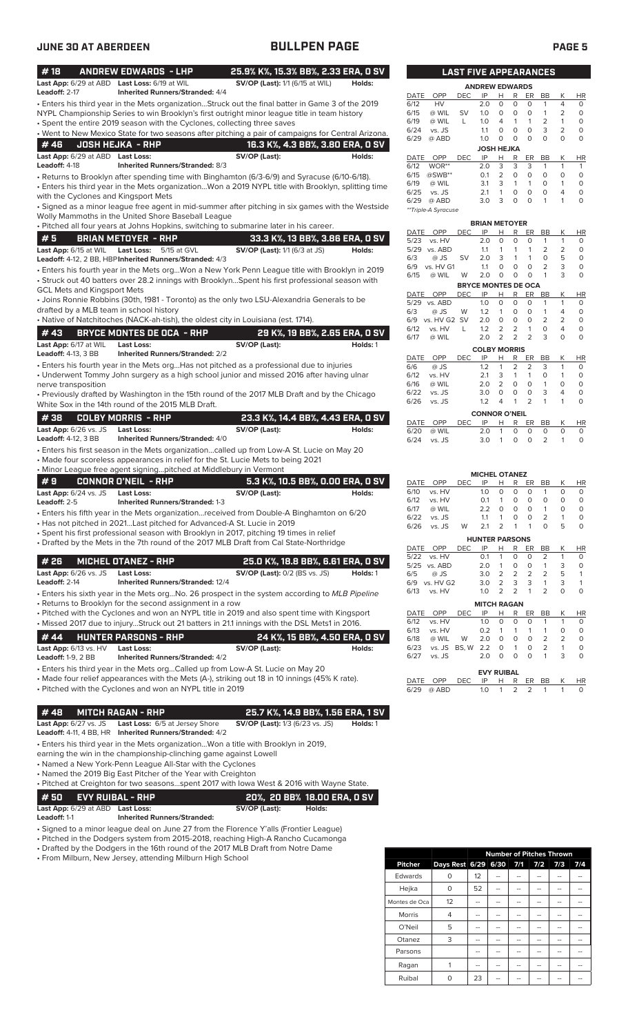## JUNE 30 AT ABERDEEN — BULLPEN PAGE

### #18 ANDREW EDWARDS - LHP — 25.9% K%, 15.3% BB%, 2.33 ERA, 0 SV

**Last App:** 6/29 at ABD **Last Loss:** 6/19 at WIL **SV/OP (Last):** 1/1 (6/15 at WIL) **Holds:**
**Leadoff:** 2-17 **Inherited Runners/Stranded:** 4/4

- Enters his third year in the Mets organization...Struck out the final batter in Game 3 of the 2019 NYPL Championship Series to win Brooklyn's first outright minor league title in team history
- Spent the entire 2019 season with the Cyclones, collecting three saves
- Went to New Mexico State for two seasons after pitching a pair of campaigns for Central Arizona.

### #46 JOSH HEJKA - RHP — 16.3 K%, 4.3 BB%, 3.80 ERA, 0 SV

**Last App:** 6/29 at ABD **Last Loss:** **SV/OP (Last):** **Holds:**
**Leadoff:** 4-18 **Inherited Runners/Stranded:** 8/3

- Returns to Brooklyn after spending time with Binghamton (6/3-6/9) and Syracuse (6/10-6/18).
- Enters his third year in the Mets organization...Won a 2019 NYPL title with Brooklyn, splitting time with the Cyclones and Kingsport Mets
- Signed as a minor league free agent in mid-summer after pitching in six games with the Westside Wolly Mammoths in the United Shore Baseball League
- Pitched all four years at Johns Hopkins, switching to submarine later in his career.

### #5 BRIAN METOYER - RHP — 33.3 K%, 13 BB%, 3.86 ERA, 0 SV

**Last App:** 6/15 at WIL **Last Loss:** 5/15 at GVL **SV/OP (Last):** 1/1 (6/3 at JS) **Holds:**
**Leadoff:** 4-12, 2 BB, HBP **Inherited Runners/Stranded:** 4/3

- Enters his fourth year in the Mets org...Won a New York Penn League title with Brooklyn in 2019
- Struck out 40 batters over 28.2 innings with Brooklyn...Spent his first professional season with GCL Mets and Kingsport Mets
- Joins Ronnie Robbins (30th, 1981 - Toronto) as the only two LSU-Alexandria Generals to be drafted by a MLB team in school history
- Native of Natchitoches (NACK-ah-tish), the oldest city in Louisiana (est. 1714).

### #43 BRYCE MONTES DE OCA - RHP — 29 K%, 19 BB%, 2.65 ERA, 0 SV

**Last App:** 6/17 at WIL **Last Loss:** **SV/OP (Last):** **Holds:** 1
**Leadoff:** 4-13, 3 BB **Inherited Runners/Stranded:** 2/2

- Enters his fourth year in the Mets org...Has not pitched as a professional due to injuries
- Underwent Tommy John surgery as a high school junior and missed 2016 after having ulnar nerve transposition
- Previously drafted by Washington in the 15th round of the 2017 MLB Draft and by the Chicago White Sox in the 14th round of the 2015 MLB Draft.

### #38 COLBY MORRIS - RHP — 23.3 K%, 14.4 BB%, 4.43 ERA, 0 SV

**Last App:** 6/26 vs. JS **Last Loss:** **SV/OP (Last):** **Holds:**
**Leadoff:** 4-12, 3 BB **Inherited Runners/Stranded:** 4/0

- Enters his first season in the Mets organization...called up from Low-A St. Lucie on May 20
- Made four scoreless appearances in relief for the St. Lucie Mets to being 2021
- Minor League free agent signing...pitched at Middlebury in Vermont

### #9 CONNOR O'NEIL - RHP — 5.3 K%, 10.5 BB%, 0.00 ERA, 0 SV

**Last App:** 6/24 vs. JS **Last Loss:** **SV/OP (Last):** **Holds:**
**Leadoff:** 2-5 **Inherited Runners/Stranded:** 1-3

- Enters his fifth year in the Mets organization...received from Double-A Binghamton on 6/20
- Has not pitched in 2021...Last pitched for Advanced-A St. Lucie in 2019
- Spent his first professional season with Brooklyn in 2017, pitching 19 times in relief
- Drafted by the Mets in the 7th round of the 2017 MLB Draft from Cal State-Northridge

### #26 MICHEL OTANEZ - RHP — 25.0 K%, 18.8 BB%, 6.61 ERA, 0 SV

**Last App:** 6/26 vs. JS **Last Loss:** **SV/OP (Last):** 0/2 (BS vs. JS) **Holds:** 1
**Leadoff:** 2-14 **Inherited Runners/Stranded:** 12/4

- Enters his sixth year in the Mets org...No. 26 prospect in the system according to *MLB Pipeline*
- Returns to Brooklyn for the second assignment in a row
- Pitched with the Cyclones and won an NYPL title in 2019 and also spent time with Kingsport
- Missed 2017 due to injury...Struck out 21 batters in 21.1 innings with the DSL Mets1 in 2016.

### #44 HUNTER PARSONS - RHP — 24 K%, 15 BB%, 4.50 ERA, 0 SV

**Last App:** 6/13 vs. HV **Last Loss:** **SV/OP (Last):** **Holds:**
**Leadoff:** 1-9, 2 BB **Inherited Runners/Stranded:** 4/2

- Enters his third year in the Mets org...Called up from Low-A St. Lucie on May 20
- Made four relief appearances with the Mets (A-), striking out 18 in 10 innings (45% K rate).
- Pitched with the Cyclones and won an NYPL title in 2019

### #48 MITCH RAGAN - RHP — 25.7 K%, 14.9 BB%, 1.56 ERA, 1 SV

**Last App:** 6/27 vs. JS **Last Loss:** 6/5 at Jersey Shore **SV/OP (Last):** 1/3 (6/23 vs. JS) **Holds:** 1
**Leadoff:** 4-11, 4 BB, HR **Inherited Runners/Stranded:** 4/2

- Enters his third year in the Mets organization...Won a title with Brooklyn in 2019, earning the win in the championship-clinching game against Lowell
- Named a New York-Penn League All-Star with the Cyclones
- Named the 2019 Big East Pitcher of the Year with Creighton
- Pitched at Creighton for two seasons...spent 2017 with Iowa West & 2016 with Wayne State.

### #50 EVY RUIBAL - RHP — 20%, 20 BB% 18.00 ERA, 0 SV

**Last App:** 6/29 at ABD **Last Loss:** **SV/OP (Last):** **Holds:**
**Leadoff:** 1-1 **Inherited Runners/Stranded:**

- Signed to a minor league deal on June 27 from the Florence Y'alls (Frontier League)
- Pitched in the Dodgers system from 2015-2018, reaching High-A Rancho Cucamonga
- Drafted by the Dodgers in the 16th round of the 2017 MLB Draft from Notre Dame
- From Milburn, New Jersey, attending Milburn High School

## LAST FIVE APPEARANCES

**ANDREW EDWARDS**

| DATE | OPP | DEC | IP | H | R | ER | BB | K | HR |
|---|---|---|---|---|---|---|---|---|---|
| 6/12 | HV | | 2.0 | 0 | 0 | 0 | 1 | 4 | 0 |
| 6/15 | @ WIL | SV | 1.0 | 0 | 0 | 0 | 1 | 2 | 0 |
| 6/19 | @ WIL | L | 1.0 | 4 | 1 | 1 | 2 | 1 | 0 |
| 6/24 | vs. JS | | 1.1 | 0 | 0 | 0 | 3 | 2 | 0 |
| 6/29 | @ ABD | | 1.0 | 0 | 0 | 0 | 0 | 0 | 0 |

**JOSH HEJKA**

| DATE | OPP | DEC | IP | H | R | ER | BB | K | HR |
|---|---|---|---|---|---|---|---|---|---|
| 6/12 | WOR** | | 2.0 | 3 | 3 | 3 | 1 | 1 | 1 |
| 6/15 | @SWB** | | 0.1 | 2 | 0 | 0 | 0 | 0 | 0 |
| 6/19 | @ WIL | | 3.1 | 3 | 1 | 1 | 0 | 1 | 0 |
| 6/25 | vs. JS | | 2.1 | 1 | 0 | 0 | 0 | 4 | 0 |
| 6/29 | @ ABD | | 3.0 | 3 | 0 | 0 | 1 | 1 | 0 |

**Triple-A Syracuse

**BRIAN METOYER**

| DATE | OPP | DEC | IP | H | R | ER | BB | K | HR |
|---|---|---|---|---|---|---|---|---|---|
| 5/23 | vs. HV | | 2.0 | 0 | 0 | 0 | 1 | 1 | 0 |
| 5/29 | vs. ABD | | 1.1 | 1 | 1 | 1 | 2 | 2 | 0 |
| 6/3 | @ JS | SV | 2.0 | 3 | 1 | 1 | 0 | 5 | 0 |
| 6/9 | vs. HV G1 | | 1.1 | 0 | 0 | 0 | 2 | 3 | 0 |
| 6/15 | @ WIL | W | 2.0 | 0 | 0 | 0 | 1 | 3 | 0 |

**BRYCE MONTES DE OCA**

| DATE | OPP | DEC | IP | H | R | ER | BB | K | HR |
|---|---|---|---|---|---|---|---|---|---|
| 5/29 | vs. ABD | | 1.0 | 0 | 0 | 0 | 1 | 1 | 0 |
| 6/3 | @ JS | W | 1.2 | 1 | 0 | 0 | 1 | 4 | 0 |
| 6/9 | vs. HV G2 | SV | 2.0 | 0 | 0 | 0 | 2 | 2 | 0 |
| 6/12 | vs. HV | L | 1.2 | 2 | 2 | 1 | 0 | 4 | 0 |
| 6/17 | @ WIL | | 2.0 | 2 | 2 | 2 | 3 | 0 | 0 |

**COLBY MORRIS**

| DATE | OPP | DEC | IP | H | R | ER | BB | K | HR |
|---|---|---|---|---|---|---|---|---|---|
| 6/6 | @ JS | | 1.2 | 1 | 2 | 2 | 3 | 1 | 0 |
| 6/12 | vs. HV | | 2.1 | 3 | 1 | 1 | 0 | 1 | 0 |
| 6/16 | @ WIL | | 2.0 | 2 | 0 | 0 | 1 | 0 | 0 |
| 6/22 | vs. JS | | 3.0 | 0 | 0 | 0 | 3 | 4 | 0 |
| 6/26 | vs. JS | | 1.2 | 4 | 1 | 2 | 1 | 1 | 0 |

**CONNOR O'NEIL**

| DATE | OPP | DEC | IP | H | R | ER | BB | K | HR |
|---|---|---|---|---|---|---|---|---|---|
| 6/20 | @ WIL | | 2.0 | 1 | 0 | 0 | 0 | 0 | 0 |
| 6/24 | vs. JS | | 3.0 | 1 | 0 | 0 | 2 | 1 | 0 |

**MICHEL OTANEZ**

| DATE | OPP | DEC | IP | H | R | ER | BB | K | HR |
|---|---|---|---|---|---|---|---|---|---|
| 6/10 | vs. HV | | 1.0 | 0 | 0 | 0 | 1 | 0 | 0 |
| 6/12 | vs. HV | | 0.1 | 1 | 0 | 0 | 0 | 0 | 0 |
| 6/17 | @ WIL | | 2.2 | 0 | 0 | 0 | 1 | 0 | 0 |
| 6/22 | vs. JS | | 1.1 | 1 | 0 | 0 | 2 | 1 | 0 |
| 6/26 | vs. JS | W | 2.1 | 2 | 1 | 1 | 0 | 5 | 0 |

**HUNTER PARSONS**

| DATE | OPP | DEC | IP | H | R | ER | BB | K | HR |
|---|---|---|---|---|---|---|---|---|---|
| 5/22 | vs. HV | | 0.1 | 1 | 0 | 0 | 2 | 1 | 0 |
| 5/25 | vs. ABD | | 2.0 | 1 | 0 | 0 | 1 | 3 | 0 |
| 6/5 | @ JS | | 3.0 | 2 | 2 | 2 | 2 | 5 | 1 |
| 6/9 | vs. HV G2 | | 3.0 | 2 | 3 | 3 | 1 | 3 | 1 |
| 6/13 | vs. HV | | 1.0 | 2 | 2 | 1 | 2 | 0 | 0 |

**MITCH RAGAN**

| DATE | OPP | DEC | IP | H | R | ER | BB | K | HR |
|---|---|---|---|---|---|---|---|---|---|
| 6/12 | vs. HV | | 1.0 | 0 | 0 | 0 | 1 | 1 | 0 |
| 6/13 | vs. HV | | 0.2 | 1 | 1 | 1 | 1 | 0 | 0 |
| 6/18 | @ WIL | W | 2.0 | 0 | 0 | 0 | 2 | 2 | 0 |
| 6/23 | vs. JS | BS, W | 2.2 | 0 | 1 | 0 | 2 | 1 | 0 |
| 6/27 | vs. JS | | 2.0 | 0 | 0 | 0 | 1 | 3 | 0 |

**EVY RUIBAL**

| DATE | OPP | DEC | IP | H | R | ER | BB | K | HR |
|---|---|---|---|---|---|---|---|---|---|
| 6/29 | @ ABD | | 1.0 | 1 | 2 | 2 | 1 | 1 | 0 |

## Number of Pitches Thrown

| Pitcher | Days Rest | 6/29 | 6/30 | 7/1 | 7/2 | 7/3 | 7/4 |
|---|---|---|---|---|---|---|---|
| Edwards | 0 | 12 | -- | -- | -- | -- | -- |
| Hejka | 0 | 52 | -- | -- | -- | -- | -- |
| Montes de Oca | 12 | -- | -- | -- | -- | -- | -- |
| Morris | 4 | -- | -- | -- | -- | -- | -- |
| O'Neil | 5 | -- | -- | -- | -- | -- | -- |
| Otanez | 3 | -- | -- | -- | -- | -- | -- |
| Parsons | | -- | -- | -- | -- | -- | -- |
| Ragan | 1 | -- | -- | -- | -- | -- | -- |
| Ruibal | 0 | 23 | -- | -- | -- | -- | -- |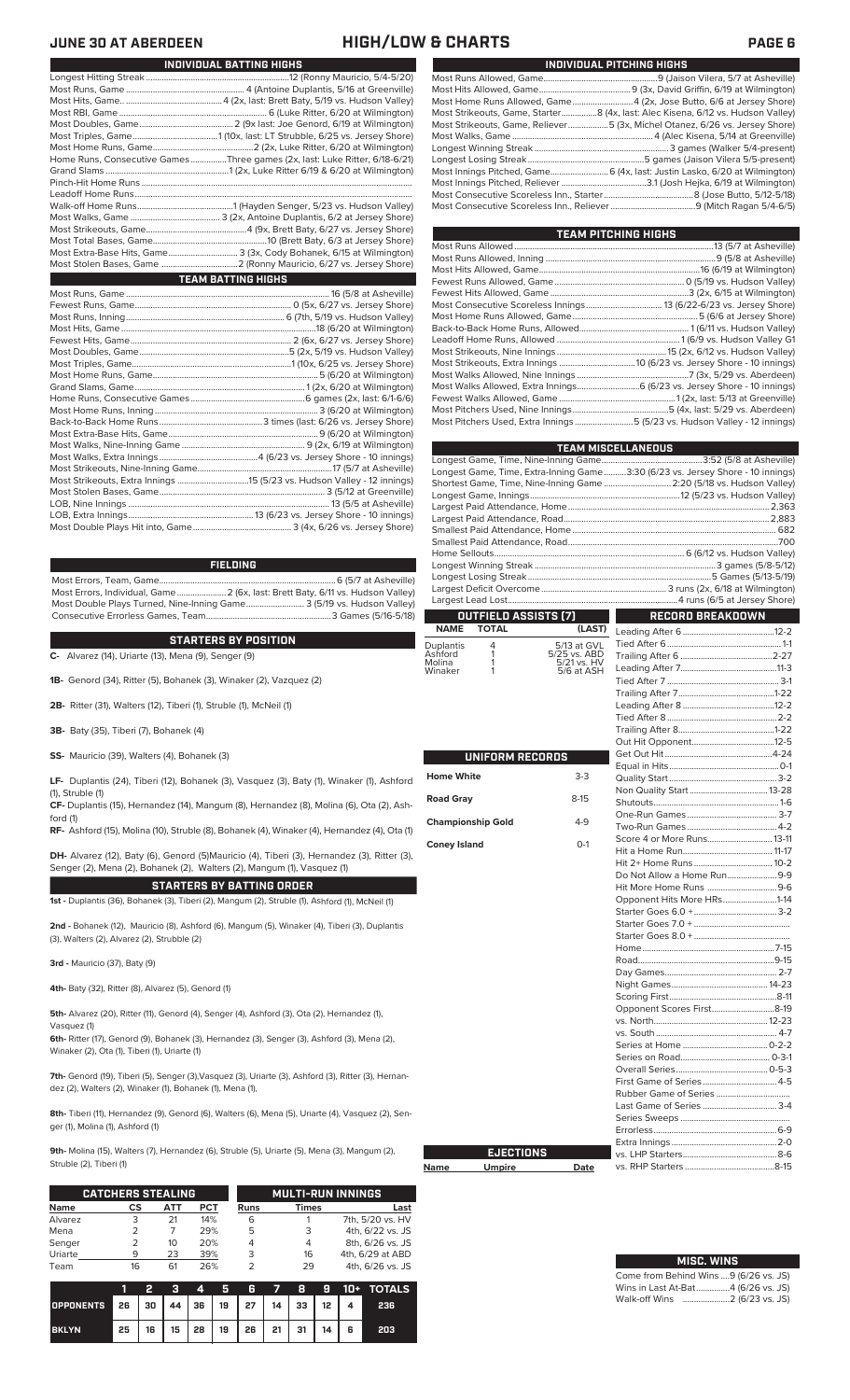# JUNE 30 AT ABERDEEN — HIGH/LOW & CHARTS

## INDIVIDUAL BATTING HIGHS

| | |
|---|---|
| Longest Hitting Streak | 12 (Ronny Mauricio, 5/4-5/20) |
| Most Runs, Game | 4 (Antoine Duplantis, 5/16 at Greenville) |
| Most Hits, Game | 4 (2x, last: Brett Baty, 5/19 vs. Hudson Valley) |
| Most RBI, Game | 6 (Luke Ritter, 6/20 at Wilmington) |
| Most Doubles, Game | 2 (9x last: Joe Genord, 6/19 at Wilmington) |
| Most Triples, Game | 1 (10x, last: LT Strubble, 6/25 vs. Jersey Shore) |
| Most Home Runs, Game | 2 (2x, Luke Ritter, 6/20 at Wilmington) |
| Home Runs, Consecutive Games | Three games (2x, last: Luke Ritter, 6/18-6/21) |
| Grand Slams | 1 (2x, Luke Ritter 6/19 & 6/20 at Wilmington) |
| Pinch-Hit Home Runs | |
| Leadoff Home Runs | |
| Walk-off Home Runs | 1 (Hayden Senger, 5/23 vs. Hudson Valley) |
| Most Walks, Game | 3 (2x, Antoine Duplantis, 6/2 at Jersey Shore) |
| Most Strikeouts, Game | 4 (9x, Brett Baty, 6/27 vs. Jersey Shore) |
| Most Total Bases, Game | 10 (Brett Baty, 6/3 at Jersey Shore) |
| Most Extra-Base Hits, Game | 3 (2x, Cody Bohanek, 6/15 at Wilmington) |
| Most Stolen Bases, Game | 2 (Ronny Mauricio, 6/27 vs. Jersey Shore) |

## TEAM BATTING HIGHS

| | |
|---|---|
| Most Runs, Game | 16 (5/8 at Asheville) |
| Fewest Runs, Game | 0 (5x, 6/27 vs. Jersey Shore) |
| Most Runs, Inning | 6 (7th, 5/19 vs. Hudson Valley) |
| Most Hits, Game | 18 (6/20 at Wilmington) |
| Fewest Hits, Game | 2 (6x, 6/27 vs. Jersey Shore) |
| Most Doubles, Game | 5 (2x, 5/19 vs. Hudson Valley) |
| Most Triples, Game | 1 (10x, 6/25 vs. Jersey Shore) |
| Most Home Runs, Game | 5 (6/20 at Wilmington) |
| Grand Slams, Game | 1 (2x, 6/20 at Wilmington) |
| Home Runs, Consecutive Games | 6 games (2x, last: 6/1-6/5) |
| Most Home Runs, Inning | 3 (6/20 at Wilmington) |
| Back-to-Back Home Runs | 3 times (last: 6/26 vs. Jersey Shore) |
| Most Extra-Base Hits, Game | 9 (6/20 at Wilmington) |
| Most Walks, Nine-Inning Game | 9 (2x, 6/19 at Wilmington) |
| Most Walks, Extra Innings | 4 (6/23 vs. Jersey Shore - 10 innings) |
| Most Strikeouts, Nine-Inning Game | 17 (5/7 at Asheville) |
| Most Strikeouts, Extra Innings | 15 (5/23 vs. Hudson Valley - 12 innings) |
| Most Stolen Bases, Game | 3 (5/12 at Greenville) |
| LOB, Nine Innings | 13 (5/5 at Asheville) |
| LOB, Extra Innings | 13 (6/23 vs. Jersey Shore - 10 innings) |
| Most Double Plays Hit into, Game | 3 (4x, 6/26 vs. Jersey Shore) |

## FIELDING

| | |
|---|---|
| Most Errors, Team, Game | 6 (5/7 at Asheville) |
| Most Errors, Individual, Game | 2 (6x, last: Brett Baty, 6/11 vs. Hudson Valley) |
| Most Double Plays Turned, Nine-Inning Game | 3 (5/19 vs. Hudson Valley) |
| Consecutive Errorless Games, Team | 3 Games (5/16-5/18) |

## STARTERS BY POSITION

**C-** Alvarez (14), Uriarte (13), Mena (9), Senger (9)

**1B-** Genord (34), Ritter (5), Bohanek (3), Winaker (2), Vazquez (2)

**2B-** Ritter (31), Walters (12), Tiberi (1), Struble (1), McNeil (1)

**3B-** Baty (35), Tiberi (7), Bohanek (4)

**SS-** Mauricio (39), Walters (4), Bohanek (3)

**LF-** Duplantis (24), Tiberi (12), Bohanek (3), Vasquez (3), Baty (1), Winaker (1), Ashford (1), Struble (1)

**CF-** Duplantis (15), Hernandez (14), Mangum (8), Hernandez (8), Molina (6), Ota (2), Ashford (1)

**RF-** Ashford (15), Molina (10), Struble (8), Bohanek (4), Winaker (4), Hernandez (4), Ota (1)

**DH-** Alvarez (12), Baty (6), Genord (5)Mauricio (4), Tiberi (3), Hernandez (3), Ritter (3), Senger (2), Mena (2), Bohanek (2), Walters (2), Mangum (1), Vasquez (1)

## STARTERS BY BATTING ORDER

**1st -** Duplantis (36), Bohanek (3), Tiberi (2), Mangum (2), Struble (1), Ashford (1), McNeil (1)

**2nd -** Bohanek (12), Mauricio (8), Ashford (6), Mangum (5), Winaker (4), Tiberi (3), Duplantis (3), Walters (2), Alvarez (2), Struble (2)

**3rd -** Mauricio (37), Baty (9)

**4th-** Baty (32), Ritter (8), Alvarez (5), Genord (1)

**5th-** Alvarez (20), Ritter (11), Genord (4), Senger (4), Ashford (3), Ota (2), Hernandez (1), Vasquez (1)

**6th-** Ritter (17), Genord (9), Bohanek (3), Hernandez (3), Senger (3), Ashford (3), Mena (2), Winaker (2), Ota (1), Tiberi (1), Uriarte (1)

**7th-** Genord (19), Tiberi (5), Senger (3),Vasquez (3), Uriarte (3), Ashford (3), Ritter (3), Hernandez (2), Walters (2), Winaker (1), Bohanek (1), Mena (1),

**8th-** Tiberi (11), Hernandez (9), Genord (6), Walters (6), Mena (5), Uriarte (4), Vasquez (2), Senger (1), Molina (1), Ashford (1)

**9th-** Molina (15), Walters (7), Hernandez (6), Struble (5), Uriarte (5), Mena (3), Mangum (2), Struble (2), Tiberi (1)

## CATCHERS STEALING

| Name | CS | ATT | PCT |
|---|---|---|---|
| Alvarez | 3 | 21 | 14% |
| Mena | 2 | 7 | 29% |
| Senger | 2 | 10 | 20% |
| Uriarte | 9 | 23 | 39% |
| Team | 16 | 61 | 26% |

## MULTI-RUN INNINGS

| Runs | Times | Last |
|---|---|---|
| 6 | 1 | 7th, 5/20 vs. HV |
| 5 | 3 | 4th, 6/22 vs. JS |
| 4 | 4 | 8th, 6/26 vs. JS |
| 3 | 16 | 4th, 6/29 at ABD |
| 2 | 29 | 4th, 6/26 vs. JS |

| | 1 | 2 | 3 | 4 | 5 | 6 | 7 | 8 | 9 | 10+ | TOTALS |
|---|---|---|---|---|---|---|---|---|---|---|---|
| OPPONENTS | 26 | 30 | 44 | 36 | 19 | 27 | 14 | 33 | 12 | 4 | 236 |
| BKLYN | 25 | 16 | 15 | 28 | 19 | 26 | 21 | 31 | 14 | 6 | 203 |

## INDIVIDUAL PITCHING HIGHS

| | |
|---|---|
| Most Runs Allowed, Game | 9 (Jaison Vilera, 5/7 at Asheville) |
| Most Hits Allowed, Game | 9 (3x, David Griffin, 6/19 at Wilmington) |
| Most Home Runs Allowed, Game | 4 (2x, Jose Butto, 6/6 at Jersey Shore) |
| Most Strikeouts, Game, Starter | 8 (4x, last: Alec Kisena, 6/12 vs. Hudson Valley) |
| Most Strikeouts, Game, Reliever | 5 (3x, Michel Otanez, 6/26 vs. Jersey Shore) |
| Most Walks, Game | 4 (Alec Kisena, 5/14 at Greenville) |
| Longest Winning Streak | 3 games (Walker 5/4-present) |
| Longest Losing Streak | 5 games (Jaison Vilera 5/5-present) |
| Most Innings Pitched, Game | 6 (4x, last: Justin Lasko, 6/20 at Wilmington) |
| Most Innings Pitched, Reliever | 3.1 (Josh Hejka, 6/19 at Wilmington) |
| Most Consecutive Scoreless Inn., Starter | 8 (Jose Butto, 5/12-5/18) |
| Most Consecutive Scoreless Inn., Reliever | 9 (Mitch Ragan 5/4-6/5) |

## TEAM PITCHING HIGHS

| | |
|---|---|
| Most Runs Allowed | 13 (5/7 at Asheville) |
| Most Runs Allowed, Inning | 9 (5/8 at Asheville) |
| Most Hits Allowed, Game | 16 (6/19 at Wilmington) |
| Fewest Runs Allowed, Game | 0 (5/19 vs. Hudson Valley) |
| Fewest Hits Allowed, Game | 3 (2x, 6/15 at Wilmington) |
| Most Consecutive Scoreless Innings | 13 (6/22-6/23 vs. Jersey Shore) |
| Most Home Runs Allowed, Game | 5 (6/6 at Jersey Shore) |
| Back-to-Back Home Runs, Allowed | 1 (6/11 vs. Hudson Valley) |
| Leadoff Home Runs, Allowed | 1 (6/9 vs. Hudson Valley G1 |
| Most Strikeouts, Nine Innings | 15 (2x, 6/12 vs. Hudson Valley) |
| Most Strikeouts, Extra Innings | 10 (6/23 vs. Jersey Shore - 10 innings) |
| Most Walks Allowed, Nine Innings | 7 (3x, 5/29 vs. Aberdeen) |
| Most Walks Allowed, Extra Innings | 6 (6/23 vs. Jersey Shore - 10 innings) |
| Fewest Walks Allowed, Game | 1 (2x, Last: 5/13 at Greenville) |
| Most Pitchers Used, Nine Innings | 5 (4x, last: 5/29 vs. Aberdeen) |
| Most Pitchers Used, Extra Innings | 5 (5/23 vs. Hudson Valley - 12 innings) |

## TEAM MISCELLANEOUS

| | |
|---|---|
| Longest Game, Time, Nine-Inning Game | 3:52 (5/8 at Asheville) |
| Longest Game, Time, Extra-Inning Game | 3:30 (6/23 vs. Jersey Shore - 10 innings) |
| Shortest Game, Time, Nine-Inning Game | 2:20 (5/18 vs. Hudson Valley) |
| Longest Game, Innings | 12 (5/23 vs. Hudson Valley) |
| Largest Paid Attendance, Home | 2,363 |
| Largest Paid Attendance, Road | 2,883 |
| Smallest Paid Attendance, Home | 682 |
| Smallest Paid Attendance, Road | 700 |
| Home Sellouts | 6 (6/12 vs. Hudson Valley) |
| Longest Winning Streak | 3 games (5/8-5/12) |
| Longest Losing Streak | 5 Games (5/13-5/19) |
| Largest Deficit Overcome | 3 runs (2x, 6/18 at Wilmington) |
| Largest Lead Lost | 4 runs (6/5 at Jersey Shore) |

## OUTFIELD ASSISTS (7)

| NAME | TOTAL | (LAST) |
|---|---|---|
| Duplantis | 4 | 5/13 at GVL |
| Ashford | 1 | 5/25 vs. ABD |
| Molina | 1 | 5/21 vs. HV |
| Winaker | 1 | 5/6 at ASH |

## UNIFORM RECORDS

| | |
|---|---|
| Home White | 3-3 |
| Road Gray | 8-15 |
| Championship Gold | 4-9 |
| Coney Island | 0-1 |

## EJECTIONS

| Name | Umpire | Date |
|---|---|---|

## RECORD BREAKDOWN

| | |
|---|---|
| Leading After 6 | 12-2 |
| Tied After 6 | 1-1 |
| Trailing After 6 | 2-27 |
| Leading After 7 | 11-3 |
| Tied After 7 | 3-1 |
| Trailing After 7 | 1-22 |
| Leading After 8 | 12-2 |
| Tied After 8 | 2-2 |
| Trailing After 8 | 1-22 |
| Out Hit Opponent | 12-5 |
| Get Out Hit | 4-24 |
| Equal in Hits | 0-1 |
| Quality Start | 3-2 |
| Non Quality Start | 13-28 |
| Shutouts | 1-6 |
| One-Run Games | 3-7 |
| Two-Run Games | 4-2 |
| Score 4 or More Runs | 13-11 |
| Hit a Home Run | 11-17 |
| Hit 2+ Home Runs | 10-2 |
| Do Not Allow a Home Run | 9-9 |
| Hit More Home Runs | 9-6 |
| Opponent Hits More HRs | 1-14 |
| Starter Goes 6.0 + | 3-2 |
| Starter Goes 7.0 + | |
| Starter Goes 8.0 + | |
| Home | 7-15 |
| Road | 9-15 |
| Day Games | 2-7 |
| Night Games | 14-23 |
| Scoring First | 8-11 |
| Opponent Scores First | 8-19 |
| vs. North | 12-23 |
| vs. South | 4-7 |
| Series at Home | 0-2-2 |
| Series on Road | 0-3-1 |
| Overall Series | 0-5-3 |
| First Game of Series | 4-5 |
| Rubber Game of Series | |
| Last Game of Series | 3-4 |
| Series Sweeps | |
| Errorless | 6-9 |
| Extra Innings | 2-0 |
| vs. LHP Starters | 8-6 |
| vs. RHP Starters | 8-15 |

## MISC. WINS

| | |
|---|---|
| Come from Behind Wins | 9 (6/26 vs. JS) |
| Wins in Last At-Bat | 4 (6/26 vs. JS) |
| Walk-off Wins | 2 (6/23 vs. JS) |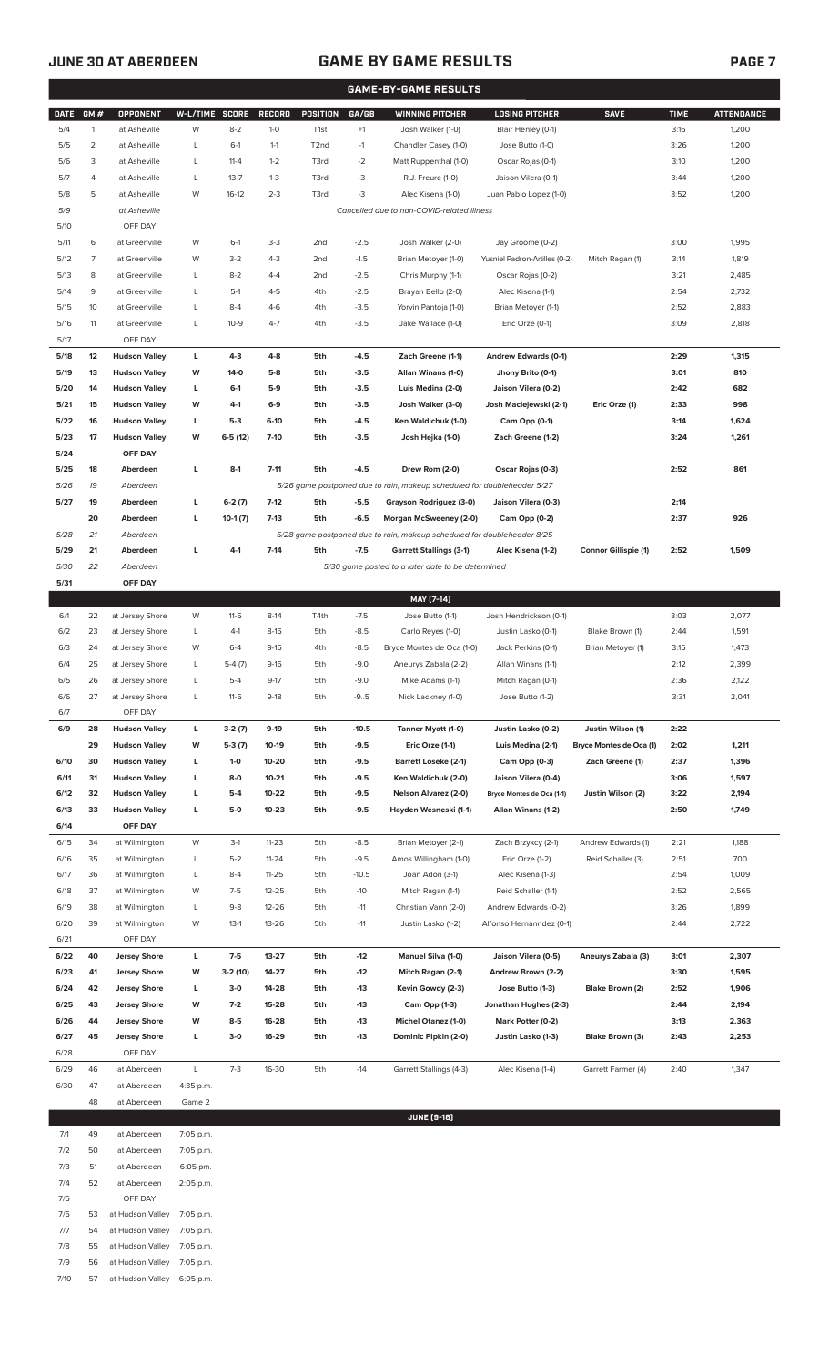# JUNE 30 AT ABERDEEN — GAME BY GAME RESULTS

## GAME-BY-GAME RESULTS

| DATE | GM # | OPPONENT | W-L/TIME | SCORE | RECORD | POSITION | GA/GB | WINNING PITCHER | LOSING PITCHER | SAVE | TIME | ATTENDANCE |
|---|---|---|---|---|---|---|---|---|---|---|---|---|
| 5/4 | 1 | at Asheville | W | 8-2 | 1-0 | T1st | +1 | Josh Walker (1-0) | Blair Henley (0-1) | | 3:16 | 1,200 |
| 5/5 | 2 | at Asheville | L | 6-1 | 1-1 | T2nd | -1 | Chandler Casey (1-0) | Jose Butto (1-0) | | 3:26 | 1,200 |
| 5/6 | 3 | at Asheville | L | 11-4 | 1-2 | T3rd | -2 | Matt Ruppenthal (1-0) | Oscar Rojas (0-1) | | 3:10 | 1,200 |
| 5/7 | 4 | at Asheville | L | 13-7 | 1-3 | T3rd | -3 | R.J. Freure (1-0) | Jaison Vilera (0-1) | | 3:44 | 1,200 |
| 5/8 | 5 | at Asheville | W | 16-12 | 2-3 | T3rd | -3 | Alec Kisena (1-0) | Juan Pablo Lopez (1-0) | | 3:52 | 1,200 |
| 5/9 | | *at Asheville* | | | | | | *Cancelled due to non-COVID-related illness* | | | | |
| 5/10 | | OFF DAY | | | | | | | | | | |
| 5/11 | 6 | at Greenville | W | 6-1 | 3-3 | 2nd | -2.5 | Josh Walker (2-0) | Jay Groome (0-2) | | 3:00 | 1,995 |
| 5/12 | 7 | at Greenville | W | 3-2 | 4-3 | 2nd | -1.5 | Brian Metoyer (1-0) | Yusniel Padron-Artilles (0-2) | Mitch Ragan (1) | 3:14 | 1,819 |
| 5/13 | 8 | at Greenville | L | 8-2 | 4-4 | 2nd | -2.5 | Chris Murphy (1-1) | Oscar Rojas (0-2) | | 3:21 | 2,485 |
| 5/14 | 9 | at Greenville | L | 5-1 | 4-5 | 4th | -2.5 | Brayan Bello (2-0) | Alec Kisena (1-1) | | 2:54 | 2,732 |
| 5/15 | 10 | at Greenville | L | 8-4 | 4-6 | 4th | -3.5 | Yorvin Pantoja (1-0) | Brian Metoyer (1-1) | | 2:52 | 2,883 |
| 5/16 | 11 | at Greenville | L | 10-9 | 4-7 | 4th | -3.5 | Jake Wallace (1-0) | Eric Orze (0-1) | | 3:09 | 2,818 |
| 5/17 | | OFF DAY | | | | | | | | | | |
| **5/18** | **12** | **Hudson Valley** | **L** | **4-3** | **4-8** | **5th** | **-4.5** | **Zach Greene (1-1)** | **Andrew Edwards (0-1)** | | **2:29** | **1,315** |
| **5/19** | **13** | **Hudson Valley** | **W** | **14-0** | **5-8** | **5th** | **-3.5** | **Allan Winans (1-0)** | **Jhony Brito (0-1)** | | **3:01** | **810** |
| **5/20** | **14** | **Hudson Valley** | **L** | **6-1** | **5-9** | **5th** | **-3.5** | **Luis Medina (2-0)** | **Jaison Vilera (0-2)** | | **2:42** | **682** |
| **5/21** | **15** | **Hudson Valley** | **W** | **4-1** | **6-9** | **5th** | **-3.5** | **Josh Walker (3-0)** | **Josh Maciejewski (2-1)** | **Eric Orze (1)** | **2:33** | **998** |
| **5/22** | **16** | **Hudson Valley** | **L** | **5-3** | **6-10** | **5th** | **-4.5** | **Ken Waldichuk (1-0)** | **Cam Opp (0-1)** | | **3:14** | **1,624** |
| **5/23** | **17** | **Hudson Valley** | **W** | **6-5 (12)** | **7-10** | **5th** | **-3.5** | **Josh Hejka (1-0)** | **Zach Greene (1-2)** | | **3:24** | **1,261** |
| **5/24** | | **OFF DAY** | | | | | | | | | | |
| **5/25** | **18** | **Aberdeen** | **L** | **8-1** | **7-11** | **5th** | **-4.5** | **Drew Rom (2-0)** | **Oscar Rojas (0-3)** | | **2:52** | **861** |
| *5/26* | *19* | *Aberdeen* | | | | | | *5/26 game postponed due to rain, makeup scheduled for doubleheader 5/27* | | | | |
| **5/27** | **19** | **Aberdeen** | **L** | **6-2 (7)** | **7-12** | **5th** | **-5.5** | **Grayson Rodriguez (3-0)** | **Jaison Vilera (0-3)** | | **2:14** | |
| | **20** | **Aberdeen** | **L** | **10-1 (7)** | **7-13** | **5th** | **-6.5** | **Morgan McSweeney (2-0)** | **Cam Opp (0-2)** | | **2:37** | **926** |
| *5/28* | *21* | *Aberdeen* | | | | | | *5/28 game postponed due to rain, makeup scheduled for doubleheader 8/25* | | | | |
| **5/29** | **21** | **Aberdeen** | **L** | **4-1** | **7-14** | **5th** | **-7.5** | **Garrett Stallings (3-1)** | **Alec Kisena (1-2)** | **Connor Gillispie (1)** | **2:52** | **1,509** |
| *5/30* | *22* | *Aberdeen* | | | | | | *5/30 game posted to a later date to be determined* | | | | |
| **5/31** | | **OFF DAY** | | | | | | | | | | |
| | | | | | | | | **MAY [7-14]** | | | | |
| 6/1 | 22 | at Jersey Shore | W | 11-5 | 8-14 | T4th | -7.5 | Jose Butto (1-1) | Josh Hendrickson (0-1) | | 3:03 | 2,077 |
| 6/2 | 23 | at Jersey Shore | L | 4-1 | 8-15 | 5th | -8.5 | Carlo Reyes (1-0) | Justin Lasko (0-1) | Blake Brown (1) | 2:44 | 1,591 |
| 6/3 | 24 | at Jersey Shore | W | 6-4 | 9-15 | 4th | -8.5 | Bryce Montes de Oca (1-0) | Jack Perkins (0-1) | Brian Metoyer (1) | 3:15 | 1,473 |
| 6/4 | 25 | at Jersey Shore | L | 5-4 (7) | 9-16 | 5th | -9.0 | Aneurys Zabala (2-2) | Allan Winans (1-1) | | 2:12 | 2,399 |
| 6/5 | 26 | at Jersey Shore | L | 5-4 | 9-17 | 5th | -9.0 | Mike Adams (1-1) | Mitch Ragan (0-1) | | 2:36 | 2,122 |
| 6/6 | 27 | at Jersey Shore | L | 11-6 | 9-18 | 5th | -9..5 | Nick Lackney (1-0) | Jose Butto (1-2) | | 3:31 | 2,041 |
| 6/7 | | OFF DAY | | | | | | | | | | |
| **6/9** | **28** | **Hudson Valley** | **L** | **3-2 (7)** | **9-19** | **5th** | **-10.5** | **Tanner Myatt (1-0)** | **Justin Lasko (0-2)** | **Justin Wilson (1)** | **2:22** | |
| | **29** | **Hudson Valley** | **W** | **5-3 (7)** | **10-19** | **5th** | **-9.5** | **Eric Orze (1-1)** | **Luis Medina (2-1)** | **Bryce Montes de Oca (1)** | **2:02** | **1,211** |
| **6/10** | **30** | **Hudson Valley** | **L** | **1-0** | **10-20** | **5th** | **-9.5** | **Barrett Loseke (2-1)** | **Cam Opp (0-3)** | **Zach Greene (1)** | **2:37** | **1,396** |
| **6/11** | **31** | **Hudson Valley** | **L** | **8-0** | **10-21** | **5th** | **-9.5** | **Ken Waldichuk (2-0)** | **Jaison Vilera (0-4)** | | **3:06** | **1,597** |
| **6/12** | **32** | **Hudson Valley** | **L** | **5-4** | **10-22** | **5th** | **-9.5** | **Nelson Alvarez (2-0)** | **Bryce Montes de Oca (1-1)** | **Justin Wilson (2)** | **3:22** | **2,194** |
| **6/13** | **33** | **Hudson Valley** | **L** | **5-0** | **10-23** | **5th** | **-9.5** | **Hayden Wesneski (1-1)** | **Allan Winans (1-2)** | | **2:50** | **1,749** |
| **6/14** | | **OFF DAY** | | | | | | | | | | |
| 6/15 | 34 | at Wilmington | W | 3-1 | 11-23 | 5th | -8.5 | Brian Metoyer (2-1) | Zach Brzykcy (2-1) | Andrew Edwards (1) | 2:21 | 1,188 |
| 6/16 | 35 | at Wilmington | L | 5-2 | 11-24 | 5th | -9.5 | Amos Willingham (1-0) | Eric Orze (1-2) | Reid Schaller (3) | 2:51 | 700 |
| 6/17 | 36 | at Wilmington | L | 8-4 | 11-25 | 5th | -10.5 | Joan Adon (3-1) | Alec Kisena (1-3) | | 2:54 | 1,009 |
| 6/18 | 37 | at Wilmington | W | 7-5 | 12-25 | 5th | -10 | Mitch Ragan (1-1) | Reid Schaller (1-1) | | 2:52 | 2,565 |
| 6/19 | 38 | at Wilmington | L | 9-8 | 12-26 | 5th | -11 | Christian Vann (2-0) | Andrew Edwards (0-2) | | 3:26 | 1,899 |
| 6/20 | 39 | at Wilmington | W | 13-1 | 13-26 | 5th | -11 | Justin Lasko (1-2) | Alfonso Hernanndez (0-1) | | 2:44 | 2,722 |
| 6/21 | | OFF DAY | | | | | | | | | | |
| **6/22** | **40** | **Jersey Shore** | **L** | **7-5** | **13-27** | **5th** | **-12** | **Manuel Silva (1-0)** | **Jaison Vilera (0-5)** | **Aneurys Zabala (3)** | **3:01** | **2,307** |
| **6/23** | **41** | **Jersey Shore** | **W** | **3-2 (10)** | **14-27** | **5th** | **-12** | **Mitch Ragan (2-1)** | **Andrew Brown (2-2)** | | **3:30** | **1,595** |
| **6/24** | **42** | **Jersey Shore** | **L** | **3-0** | **14-28** | **5th** | **-13** | **Kevin Gowdy (2-3)** | **Jose Butto (1-3)** | **Blake Brown (2)** | **2:52** | **1,906** |
| **6/25** | **43** | **Jersey Shore** | **W** | **7-2** | **15-28** | **5th** | **-13** | **Cam Opp (1-3)** | **Jonathan Hughes (2-3)** | | **2:44** | **2,194** |
| **6/26** | **44** | **Jersey Shore** | **W** | **8-5** | **16-28** | **5th** | **-13** | **Michel Otanez (1-0)** | **Mark Potter (0-2)** | | **3:13** | **2,363** |
| **6/27** | **45** | **Jersey Shore** | **L** | **3-0** | **16-29** | **5th** | **-13** | **Dominic Pipkin (2-0)** | **Justin Lasko (1-3)** | **Blake Brown (3)** | **2:43** | **2,253** |
| 6/28 | | OFF DAY | | | | | | | | | | |
| 6/29 | 46 | at Aberdeen | L | 7-3 | 16-30 | 5th | -14 | Garrett Stallings (4-3) | Alec Kisena (1-4) | Garrett Farmer (4) | 2:40 | 1,347 |
| 6/30 | 47 | at Aberdeen | 4:35 p.m. | | | | | | | | | |
| | 48 | at Aberdeen | Game 2 | | | | | | | | | |
| | | | | | | | | **JUNE [9-16]** | | | | |
| 7/1 | 49 | at Aberdeen | 7:05 p.m. | | | | | | | | | |
| 7/2 | 50 | at Aberdeen | 7:05 p.m. | | | | | | | | | |
| 7/3 | 51 | at Aberdeen | 6:05 pm. | | | | | | | | | |
| 7/4 | 52 | at Aberdeen | 2:05 p.m. | | | | | | | | | |
| 7/5 | | OFF DAY | | | | | | | | | | |
| 7/6 | 53 | at Hudson Valley | 7:05 p.m. | | | | | | | | | |
| 7/7 | 54 | at Hudson Valley | 7:05 p.m. | | | | | | | | | |
| 7/8 | 55 | at Hudson Valley | 7:05 p.m. | | | | | | | | | |
| 7/9 | 56 | at Hudson Valley | 7:05 p.m. | | | | | | | | | |
| 7/10 | 57 | at Hudson Valley | 6:05 p.m. | | | | | | | | | |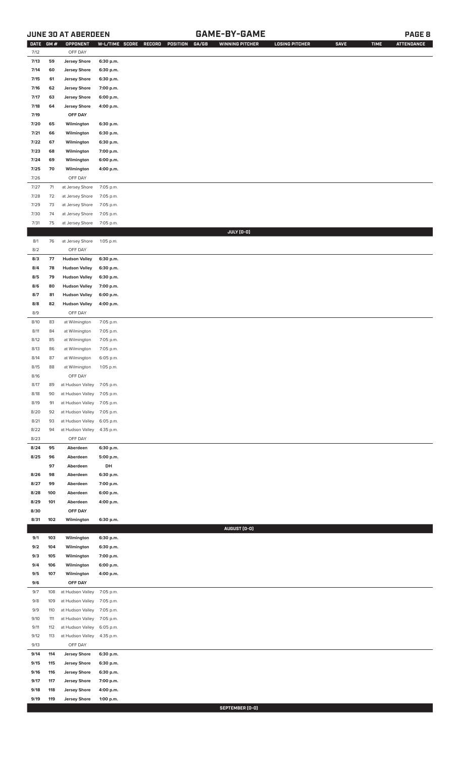## JUNE 30 AT ABERDEEN

## GAME-BY-GAME

| DATE | GM # | OPPONENT | W-L/TIME | SCORE | RECORD | POSITION | GA/GB | WINNING PITCHER | LOSING PITCHER | SAVE | TIME | ATTENDANCE |
|---|---|---|---|---|---|---|---|---|---|---|---|---|
| 7/12 | | OFF DAY | | | | | | | | | | |
| 7/13 | 59 | Jersey Shore | 6:30 p.m. | | | | | | | | | |
| 7/14 | 60 | Jersey Shore | 6:30 p.m. | | | | | | | | | |
| 7/15 | 61 | Jersey Shore | 6:30 p.m. | | | | | | | | | |
| 7/16 | 62 | Jersey Shore | 7:00 p.m. | | | | | | | | | |
| 7/17 | 63 | Jersey Shore | 6:00 p.m. | | | | | | | | | |
| 7/18 | 64 | Jersey Shore | 4:00 p.m. | | | | | | | | | |
| 7/19 | | OFF DAY | | | | | | | | | | |
| 7/20 | 65 | Wilmington | 6:30 p.m. | | | | | | | | | |
| 7/21 | 66 | Wilmington | 6:30 p.m. | | | | | | | | | |
| 7/22 | 67 | Wilmington | 6:30 p.m. | | | | | | | | | |
| 7/23 | 68 | Wilmington | 7:00 p.m. | | | | | | | | | |
| 7/24 | 69 | Wilmington | 6:00 p.m. | | | | | | | | | |
| 7/25 | 70 | Wilmington | 4:00 p.m. | | | | | | | | | |
| 7/26 | | OFF DAY | | | | | | | | | | |
| 7/27 | 71 | at Jersey Shore | 7:05 p.m. | | | | | | | | | |
| 7/28 | 72 | at Jersey Shore | 7:05 p.m. | | | | | | | | | |
| 7/29 | 73 | at Jersey Shore | 7:05 p.m. | | | | | | | | | |
| 7/30 | 74 | at Jersey Shore | 7:05 p.m. | | | | | | | | | |
| 7/31 | 75 | at Jersey Shore | 7:05 p.m. | | | | | | | | | |
| | | | | | | | | JULY (0-0) | | | | |
| 8/1 | 76 | at Jersey Shore | 1:05 p.m. | | | | | | | | | |
| 8/2 | | OFF DAY | | | | | | | | | | |
| 8/3 | 77 | Hudson Valley | 6:30 p.m. | | | | | | | | | |
| 8/4 | 78 | Hudson Valley | 6:30 p.m. | | | | | | | | | |
| 8/5 | 79 | Hudson Valley | 6:30 p.m. | | | | | | | | | |
| 8/6 | 80 | Hudson Valley | 7:00 p.m. | | | | | | | | | |
| 8/7 | 81 | Hudson Valley | 6:00 p.m. | | | | | | | | | |
| 8/8 | 82 | Hudson Valley | 4:00 p.m. | | | | | | | | | |
| 8/9 | | OFF DAY | | | | | | | | | | |
| 8/10 | 83 | at Wilmington | 7:05 p.m. | | | | | | | | | |
| 8/11 | 84 | at Wilmington | 7:05 p.m. | | | | | | | | | |
| 8/12 | 85 | at Wilmington | 7:05 p.m. | | | | | | | | | |
| 8/13 | 86 | at Wilmington | 7:05 p.m. | | | | | | | | | |
| 8/14 | 87 | at Wilmington | 6:05 p.m. | | | | | | | | | |
| 8/15 | 88 | at Wilmington | 1:05 p.m. | | | | | | | | | |
| 8/16 | | OFF DAY | | | | | | | | | | |
| 8/17 | 89 | at Hudson Valley | 7:05 p.m. | | | | | | | | | |
| 8/18 | 90 | at Hudson Valley | 7:05 p.m. | | | | | | | | | |
| 8/19 | 91 | at Hudson Valley | 7:05 p.m. | | | | | | | | | |
| 8/20 | 92 | at Hudson Valley | 7:05 p.m. | | | | | | | | | |
| 8/21 | 93 | at Hudson Valley | 6:05 p.m. | | | | | | | | | |
| 8/22 | 94 | at Hudson Valley | 4:35 p.m. | | | | | | | | | |
| 8/23 | | OFF DAY | | | | | | | | | | |
| 8/24 | 95 | Aberdeen | 6:30 p.m. | | | | | | | | | |
| 8/25 | 96 | Aberdeen | 5:00 p.m. | | | | | | | | | |
| | 97 | Aberdeen | DH | | | | | | | | | |
| 8/26 | 98 | Aberdeen | 6:30 p.m. | | | | | | | | | |
| 8/27 | 99 | Aberdeen | 7:00 p.m. | | | | | | | | | |
| 8/28 | 100 | Aberdeen | 6:00 p.m. | | | | | | | | | |
| 8/29 | 101 | Aberdeen | 4:00 p.m. | | | | | | | | | |
| 8/30 | | OFF DAY | | | | | | | | | | |
| 8/31 | 102 | Wilmington | 6:30 p.m. | | | | | | | | | |
| | | | | | | | | AUGUST (0-0) | | | | |
| 9/1 | 103 | Wilmington | 6:30 p.m. | | | | | | | | | |
| 9/2 | 104 | Wilmington | 6:30 p.m. | | | | | | | | | |
| 9/3 | 105 | Wilmington | 7:00 p.m. | | | | | | | | | |
| 9/4 | 106 | Wilmington | 6:00 p.m. | | | | | | | | | |
| 9/5 | 107 | Wilmington | 4:00 p.m. | | | | | | | | | |
| 9/6 | | OFF DAY | | | | | | | | | | |
| 9/7 | 108 | at Hudson Valley | 7:05 p.m. | | | | | | | | | |
| 9/8 | 109 | at Hudson Valley | 7:05 p.m. | | | | | | | | | |
| 9/9 | 110 | at Hudson Valley | 7:05 p.m. | | | | | | | | | |
| 9/10 | 111 | at Hudson Valley | 7:05 p.m. | | | | | | | | | |
| 9/11 | 112 | at Hudson Valley | 6:05 p.m. | | | | | | | | | |
| 9/12 | 113 | at Hudson Valley | 4:35 p.m. | | | | | | | | | |
| 9/13 | | OFF DAY | | | | | | | | | | |
| 9/14 | 114 | Jersey Shore | 6:30 p.m. | | | | | | | | | |
| 9/15 | 115 | Jersey Shore | 6:30 p.m. | | | | | | | | | |
| 9/16 | 116 | Jersey Shore | 6:30 p.m. | | | | | | | | | |
| 9/17 | 117 | Jersey Shore | 7:00 p.m. | | | | | | | | | |
| 9/18 | 118 | Jersey Shore | 4:00 p.m. | | | | | | | | | |
| 9/19 | 119 | Jersey Shore | 1:00 p.m. | | | | | | | | | |
| | | | | | | | | SEPTEMBER (0-0) | | | | |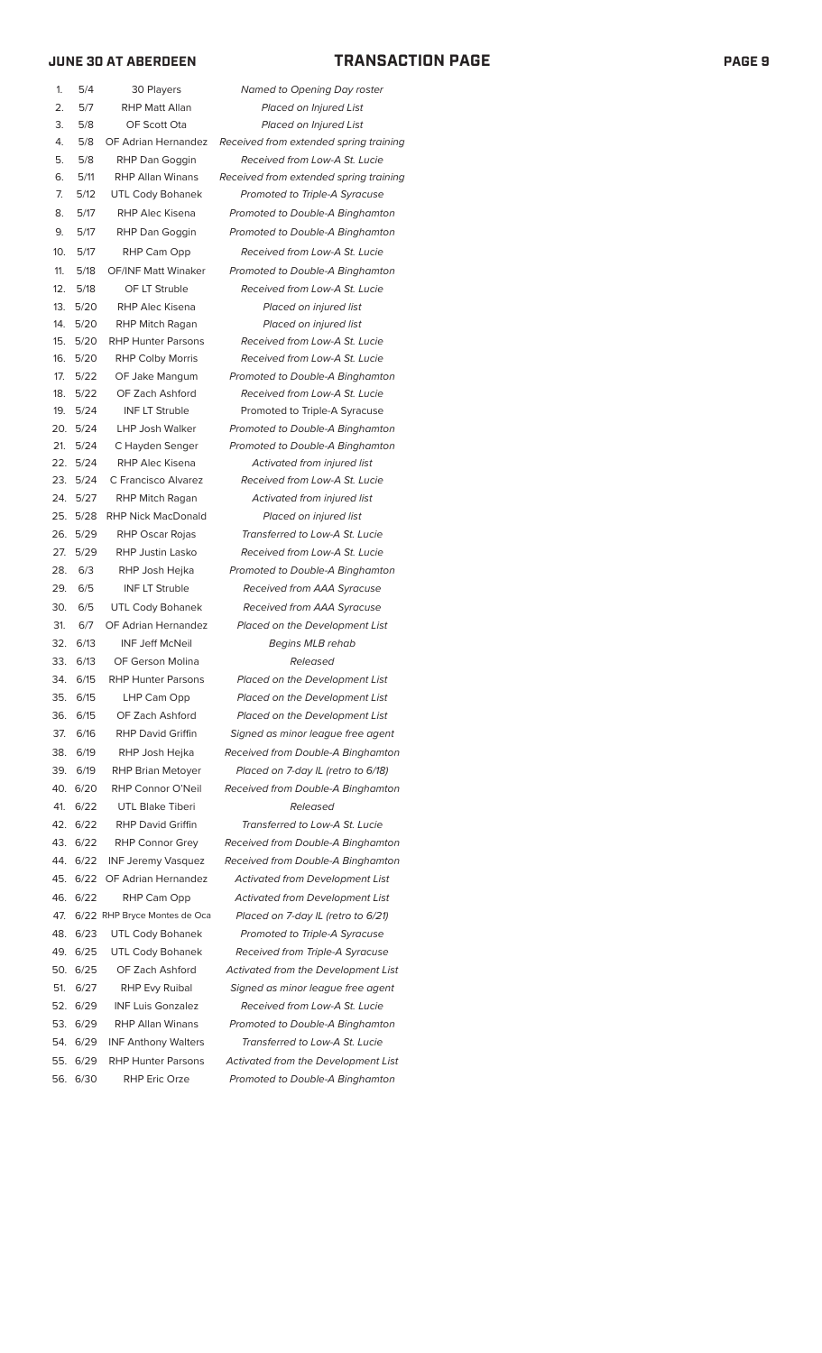**JUNE 30 AT ABERDEEN**

# TRANSACTION PAGE

| | | | |
|---|---|---|---|
| 1. | 5/4 | 30 Players | *Named to Opening Day roster* |
| 2. | 5/7 | RHP Matt Allan | *Placed on Injured List* |
| 3. | 5/8 | OF Scott Ota | *Placed on Injured List* |
| 4. | 5/8 | OF Adrian Hernandez | *Received from extended spring training* |
| 5. | 5/8 | RHP Dan Goggin | *Received from Low-A St. Lucie* |
| 6. | 5/11 | RHP Allan Winans | *Received from extended spring training* |
| 7. | 5/12 | UTL Cody Bohanek | *Promoted to Triple-A Syracuse* |
| 8. | 5/17 | RHP Alec Kisena | *Promoted to Double-A Binghamton* |
| 9. | 5/17 | RHP Dan Goggin | *Promoted to Double-A Binghamton* |
| 10. | 5/17 | RHP Cam Opp | *Received from Low-A St. Lucie* |
| 11. | 5/18 | OF/INF Matt Winaker | *Promoted to Double-A Binghamton* |
| 12. | 5/18 | OF LT Struble | *Received from Low-A St. Lucie* |
| 13. | 5/20 | RHP Alec Kisena | *Placed on injured list* |
| 14. | 5/20 | RHP Mitch Ragan | *Placed on injured list* |
| 15. | 5/20 | RHP Hunter Parsons | *Received from Low-A St. Lucie* |
| 16. | 5/20 | RHP Colby Morris | *Received from Low-A St. Lucie* |
| 17. | 5/22 | OF Jake Mangum | *Promoted to Double-A Binghamton* |
| 18. | 5/22 | OF Zach Ashford | *Received from Low-A St. Lucie* |
| 19. | 5/24 | INF LT Struble | Promoted to Triple-A Syracuse |
| 20. | 5/24 | LHP Josh Walker | *Promoted to Double-A Binghamton* |
| 21. | 5/24 | C Hayden Senger | *Promoted to Double-A Binghamton* |
| 22. | 5/24 | RHP Alec Kisena | *Activated from injured list* |
| 23. | 5/24 | C Francisco Alvarez | *Received from Low-A St. Lucie* |
| 24. | 5/27 | RHP Mitch Ragan | *Activated from injured list* |
| 25. | 5/28 | RHP Nick MacDonald | *Placed on injured list* |
| 26. | 5/29 | RHP Oscar Rojas | *Transferred to Low-A St. Lucie* |
| 27. | 5/29 | RHP Justin Lasko | *Received from Low-A St. Lucie* |
| 28. | 6/3 | RHP Josh Hejka | *Promoted to Double-A Binghamton* |
| 29. | 6/5 | INF LT Struble | *Received from AAA Syracuse* |
| 30. | 6/5 | UTL Cody Bohanek | *Received from AAA Syracuse* |
| 31. | 6/7 | OF Adrian Hernandez | *Placed on the Development List* |
| 32. | 6/13 | INF Jeff McNeil | *Begins MLB rehab* |
| 33. | 6/13 | OF Gerson Molina | *Released* |
| 34. | 6/15 | RHP Hunter Parsons | *Placed on the Development List* |
| 35. | 6/15 | LHP Cam Opp | *Placed on the Development List* |
| 36. | 6/15 | OF Zach Ashford | *Placed on the Development List* |
| 37. | 6/16 | RHP David Griffin | *Signed as minor league free agent* |
| 38. | 6/19 | RHP Josh Hejka | *Received from Double-A Binghamton* |
| 39. | 6/19 | RHP Brian Metoyer | *Placed on 7-day IL (retro to 6/18)* |
| 40. | 6/20 | RHP Connor O'Neil | *Received from Double-A Binghamton* |
| 41. | 6/22 | UTL Blake Tiberi | *Released* |
| 42. | 6/22 | RHP David Griffin | *Transferred to Low-A St. Lucie* |
| 43. | 6/22 | RHP Connor Grey | *Received from Double-A Binghamton* |
| 44. | 6/22 | INF Jeremy Vasquez | *Received from Double-A Binghamton* |
| 45. | 6/22 | OF Adrian Hernandez | *Activated from Development List* |
| 46. | 6/22 | RHP Cam Opp | *Activated from Development List* |
| 47. | 6/22 | RHP Bryce Montes de Oca | *Placed on 7-day IL (retro to 6/21)* |
| 48. | 6/23 | UTL Cody Bohanek | *Promoted to Triple-A Syracuse* |
| 49. | 6/25 | UTL Cody Bohanek | *Received from Triple-A Syracuse* |
| 50. | 6/25 | OF Zach Ashford | *Activated from the Development List* |
| 51. | 6/27 | RHP Evy Ruibal | *Signed as minor league free agent* |
| 52. | 6/29 | INF Luis Gonzalez | *Received from Low-A St. Lucie* |
| 53. | 6/29 | RHP Allan Winans | *Promoted to Double-A Binghamton* |
| 54. | 6/29 | INF Anthony Walters | *Transferred to Low-A St. Lucie* |
| 55. | 6/29 | RHP Hunter Parsons | *Activated from the Development List* |
| 56. | 6/30 | RHP Eric Orze | *Promoted to Double-A Binghamton* |